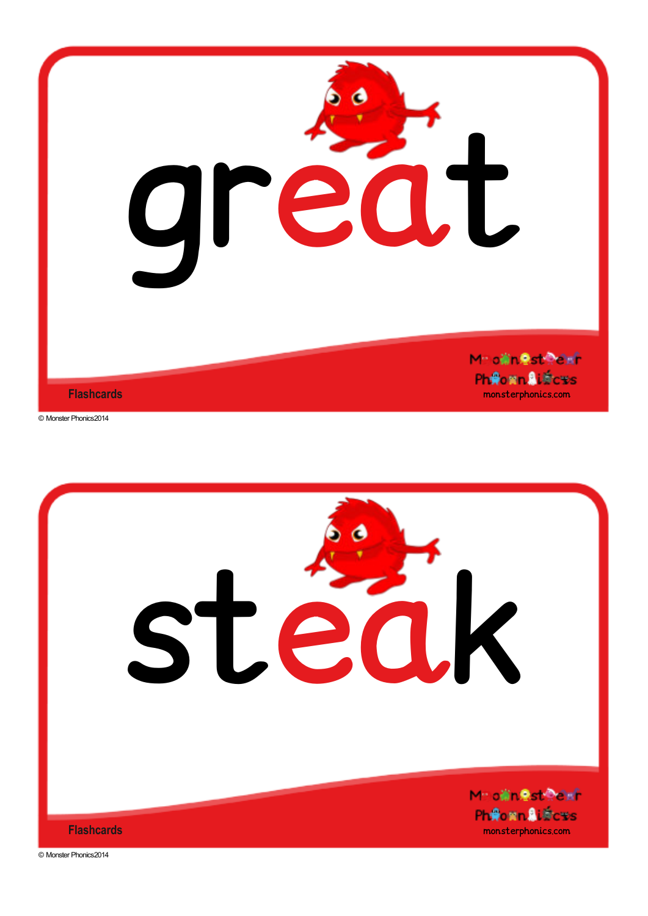great

Flashcards

Monster Phonics
monsterphonics.com

© Monster Phonics2014

steak

Flashcards

Monster Phonics
monsterphonics.com

© Monster Phonics2014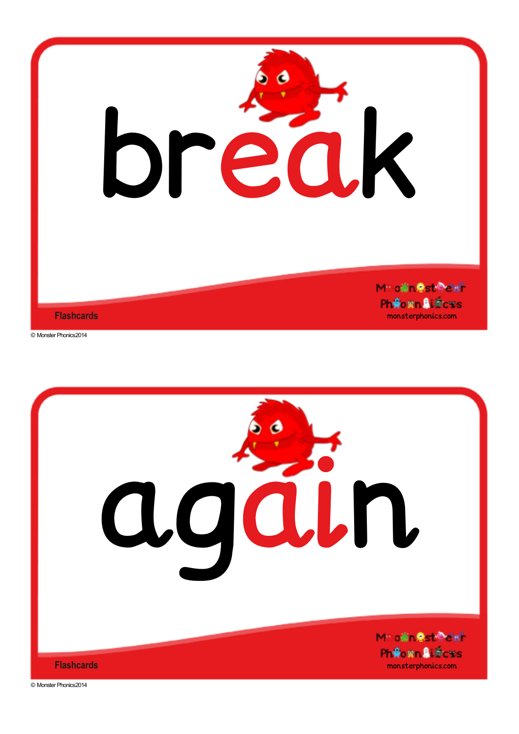break

Flashcards

Monster Phonics
monsterphonics.com

© Monster Phonics2014

again

Flashcards

Monster Phonics
monsterphonics.com

© Monster Phonics2014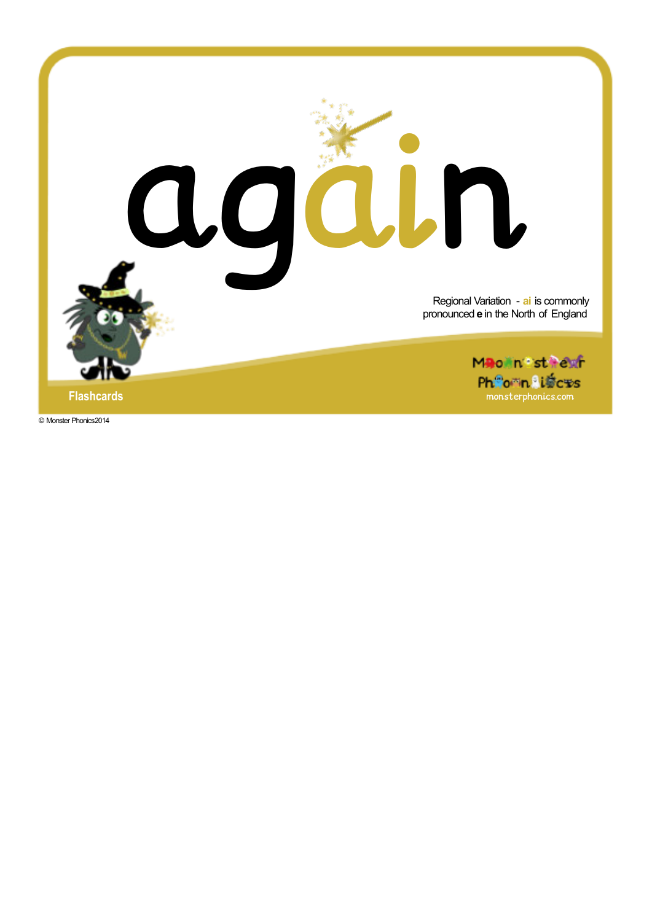# again

Regional Variation - **ai** is commonly pronounced **e** in the North of England

Monster Phonics
monsterphonics.com

Flashcards

© Monster Phonics2014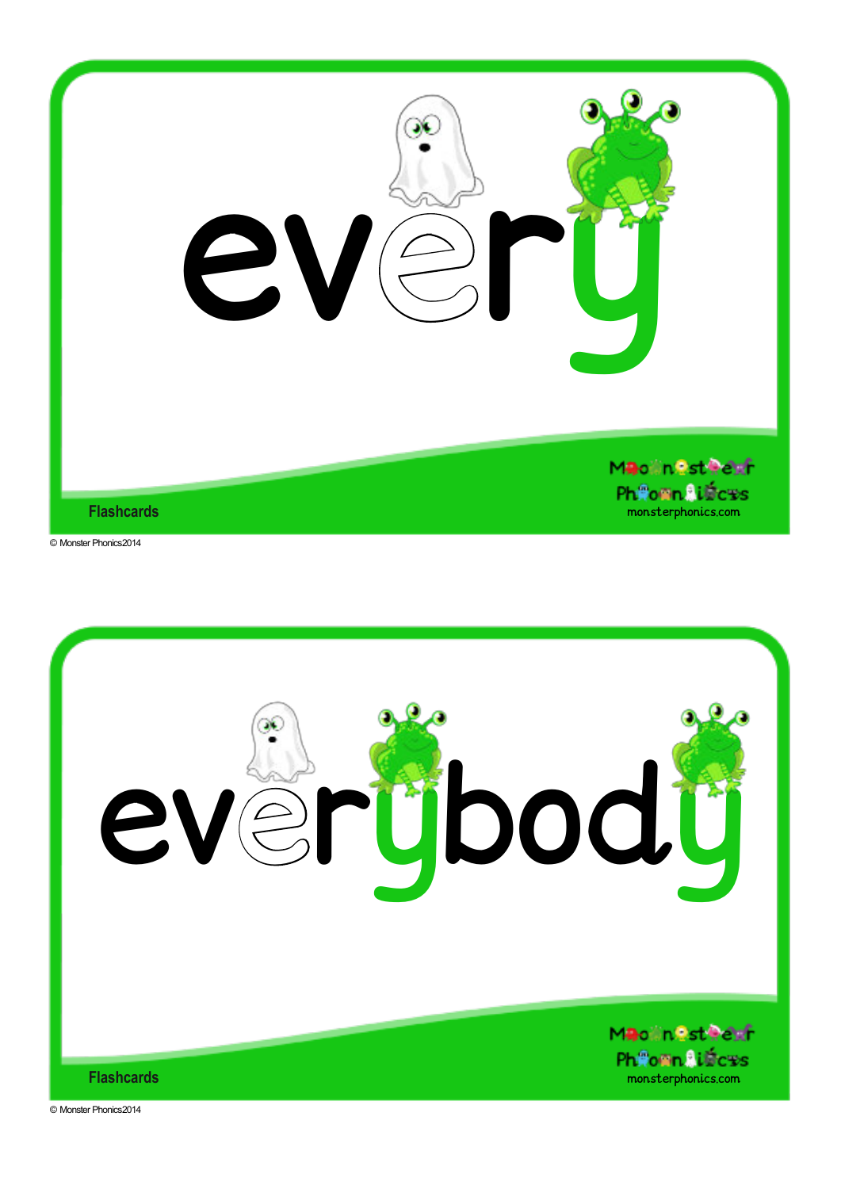# every

Flashcards

Monster Phonics
monsterphonics.com

© Monster Phonics2014

# everybody

Flashcards

Monster Phonics
monsterphonics.com

© Monster Phonics2014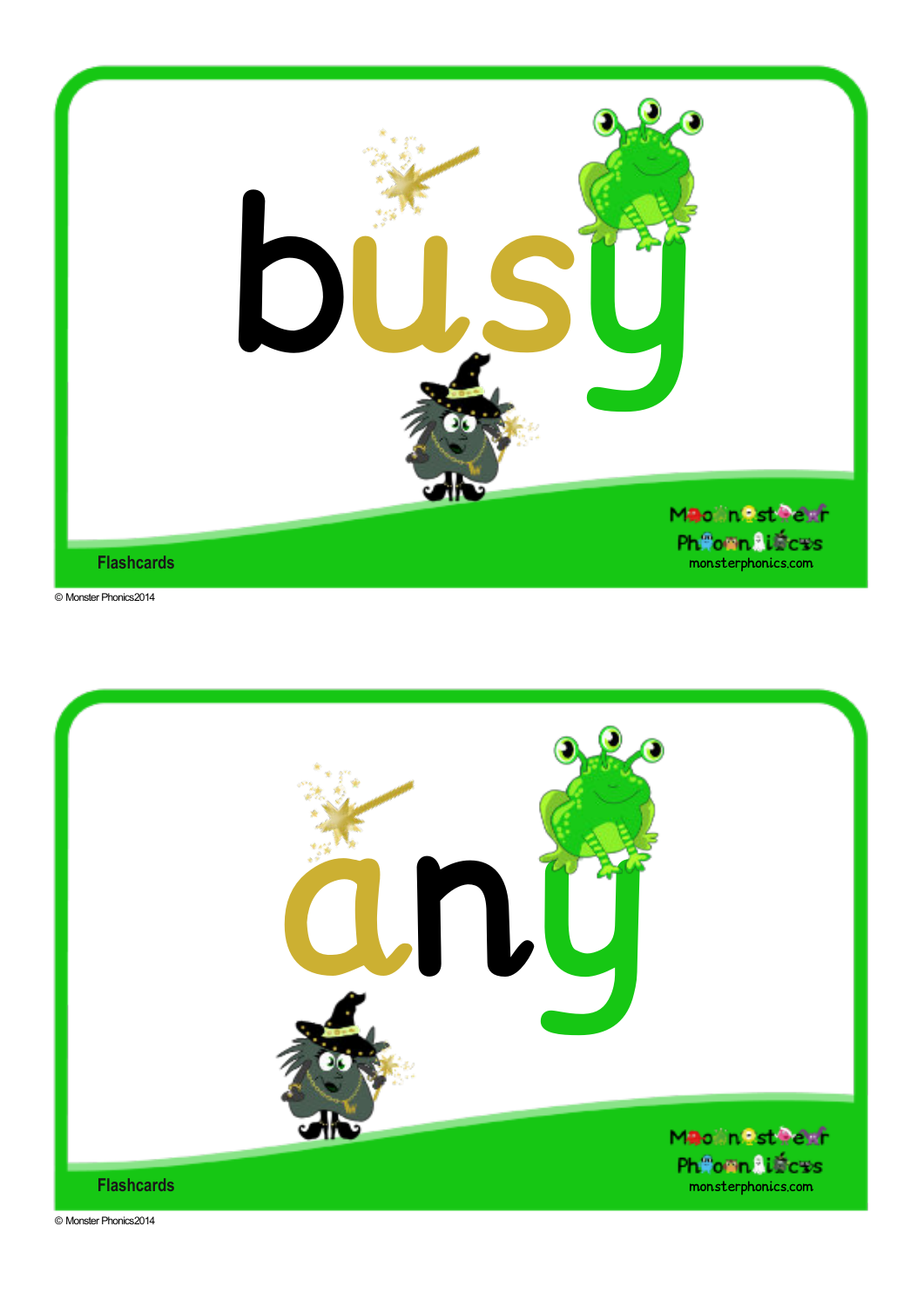busy

Flashcards

Monster Phonics
monsterphonics.com

© Monster Phonics2014

any

Flashcards

Monster Phonics
monsterphonics.com

© Monster Phonics2014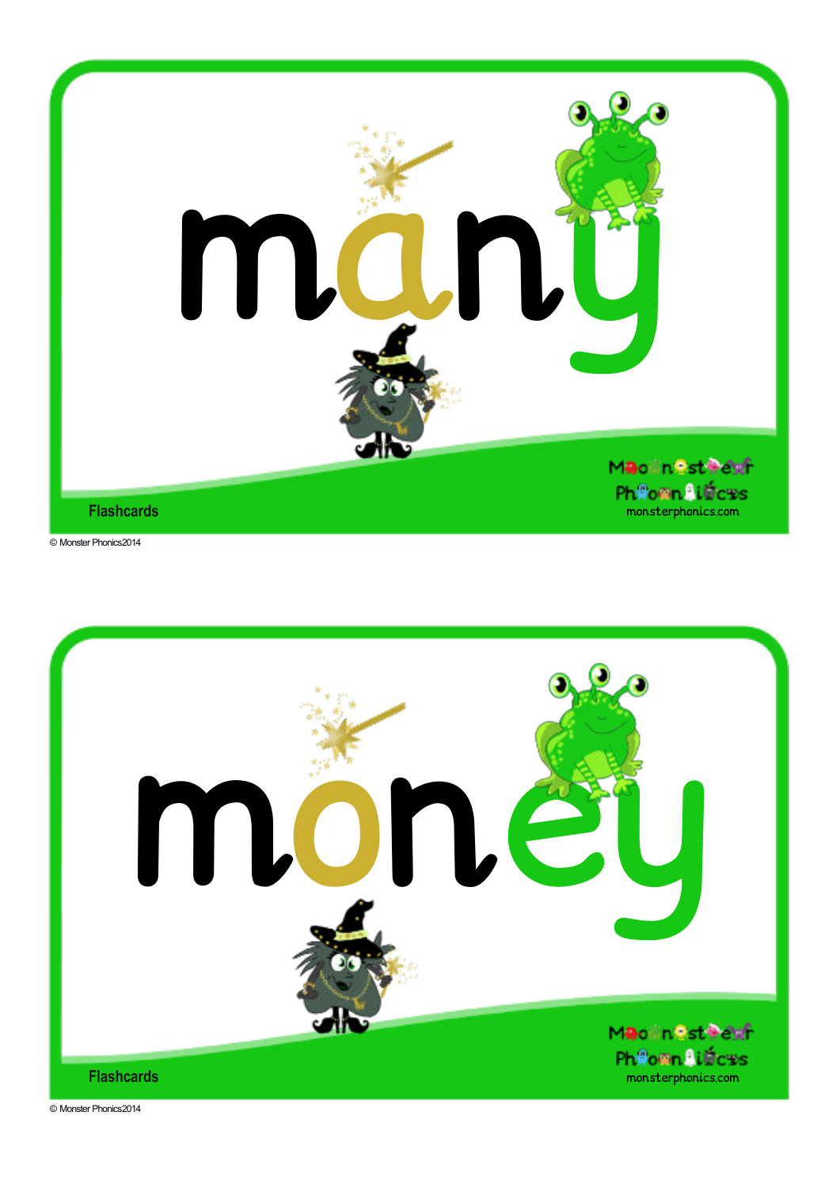# many

Flashcards

Monster Phonics
monsterphonics.com

© Monster Phonics2014

# money

Flashcards

Monster Phonics
monsterphonics.com

© Monster Phonics2014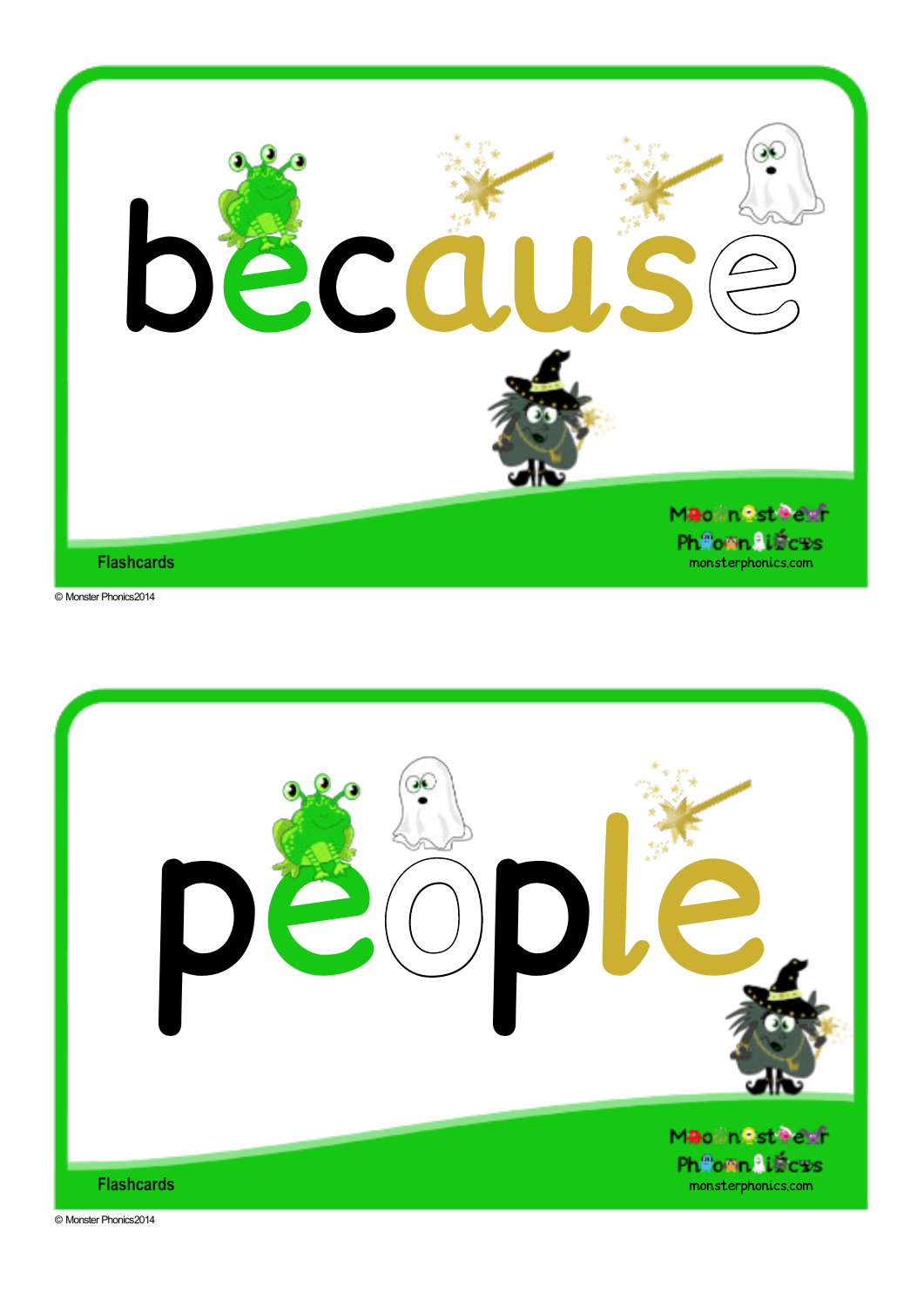because

Flashcards

Monster Phonics
monsterphonics.com

© Monster Phonics2014

people

Flashcards

Monster Phonics
monsterphonics.com

© Monster Phonics2014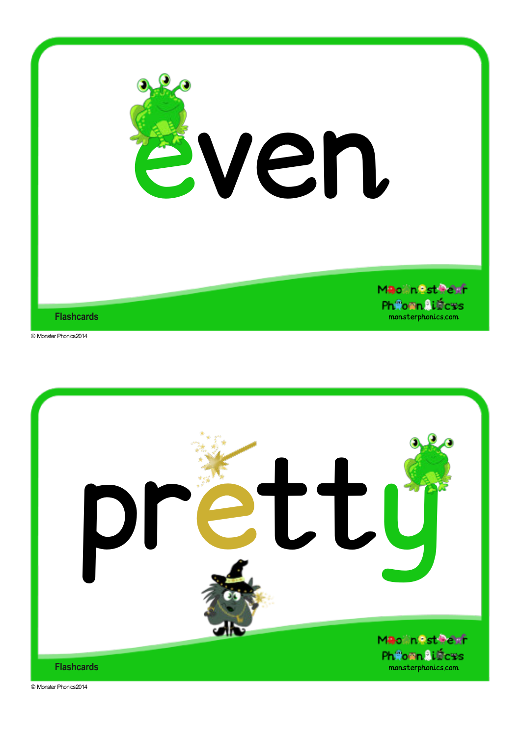# even

Flashcards

Monster Phonics
monsterphonics.com

© Monster Phonics2014

# pretty

Flashcards

Monster Phonics
monsterphonics.com

© Monster Phonics2014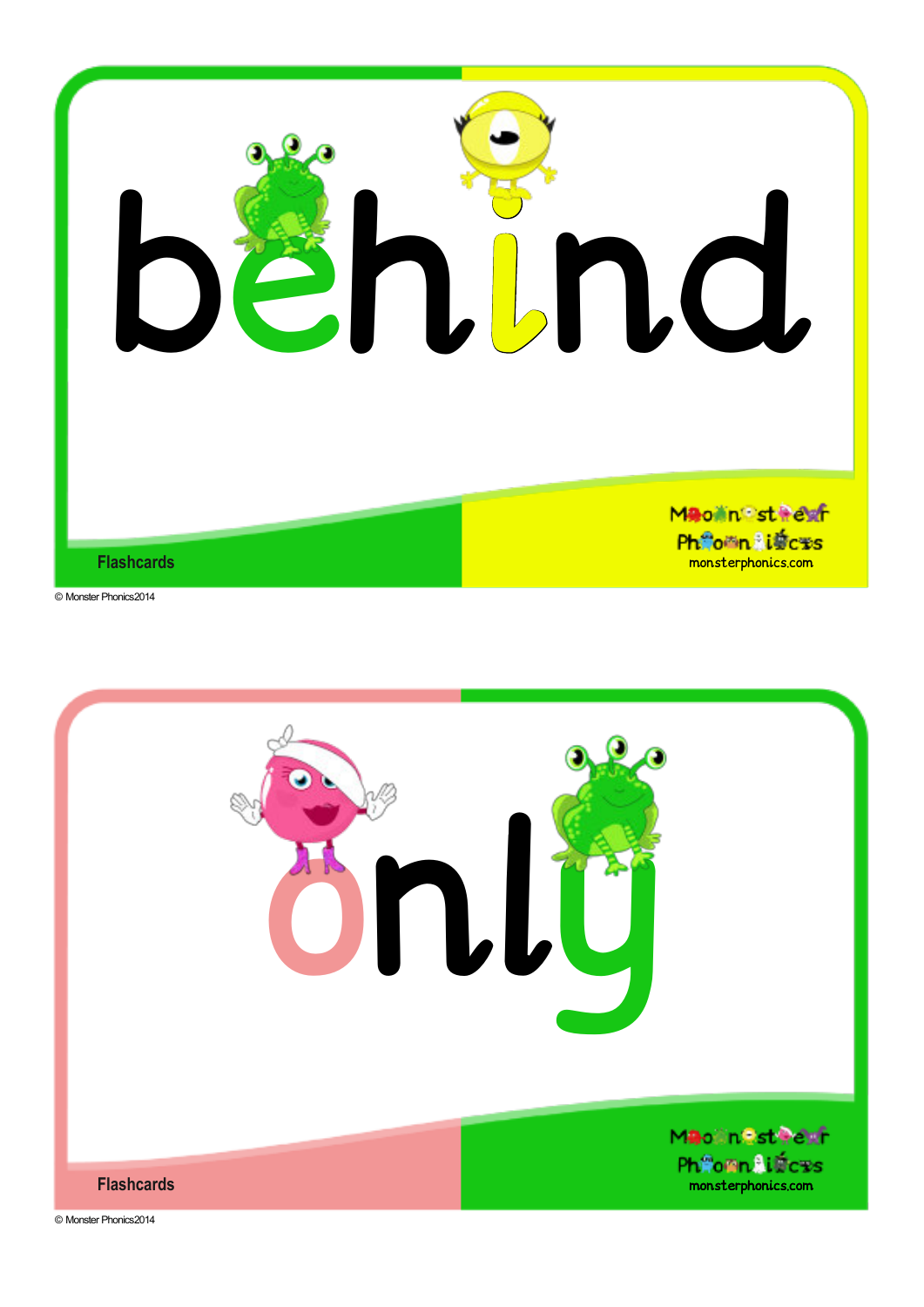behind

Flashcards

Monster Phonics
monsterphonics.com

© Monster Phonics2014

only

Flashcards

Monster Phonics
monsterphonics.com

© Monster Phonics2014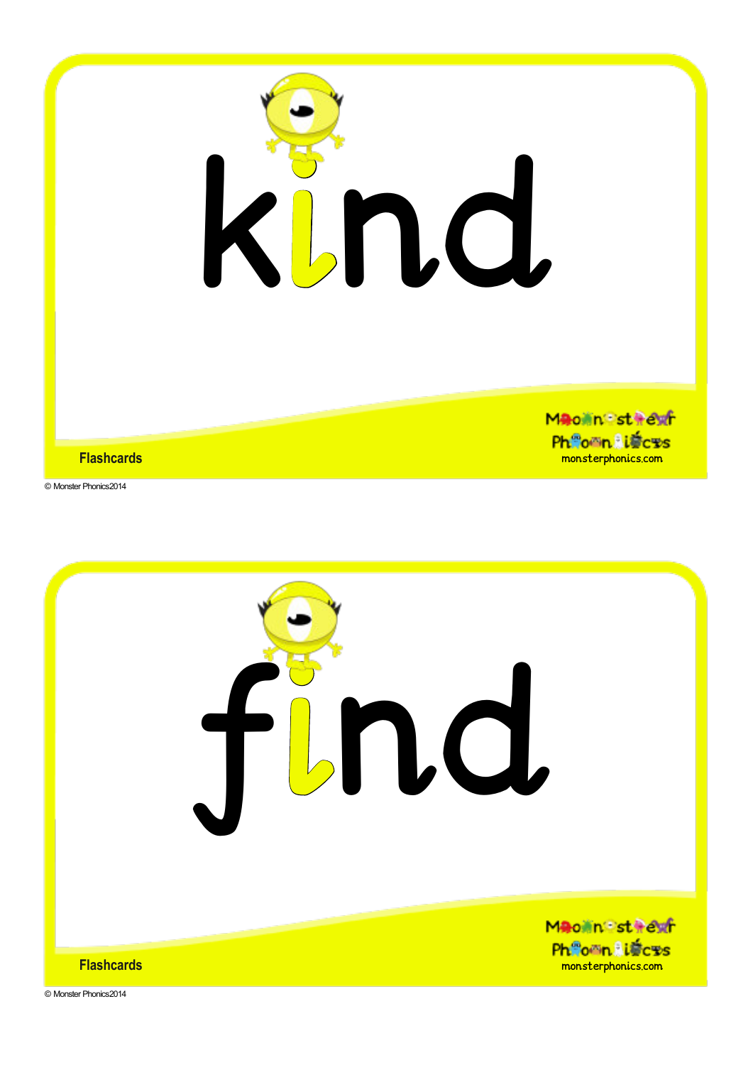# kind

Flashcards

Monster Phonics
monsterphonics.com

© Monster Phonics2014

# find

Flashcards

Monster Phonics
monsterphonics.com

© Monster Phonics2014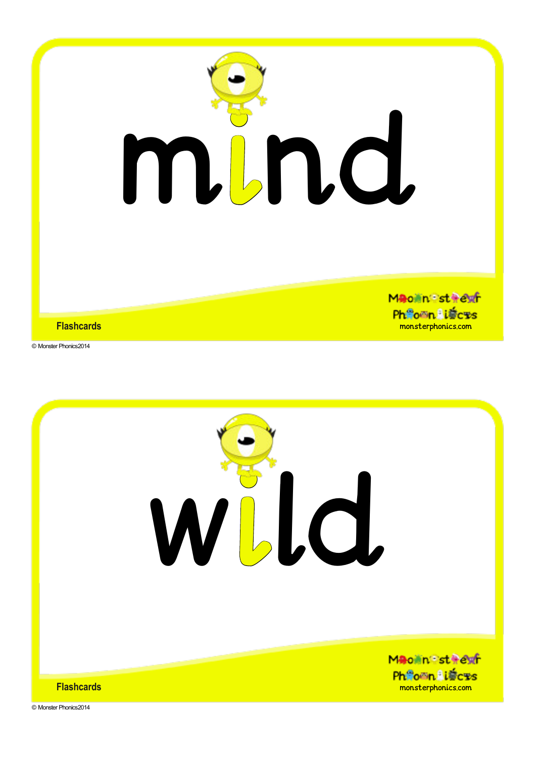# mind

Flashcards

Monster Phonics
monsterphonics.com

© Monster Phonics2014

# wild

Flashcards

Monster Phonics
monsterphonics.com

© Monster Phonics2014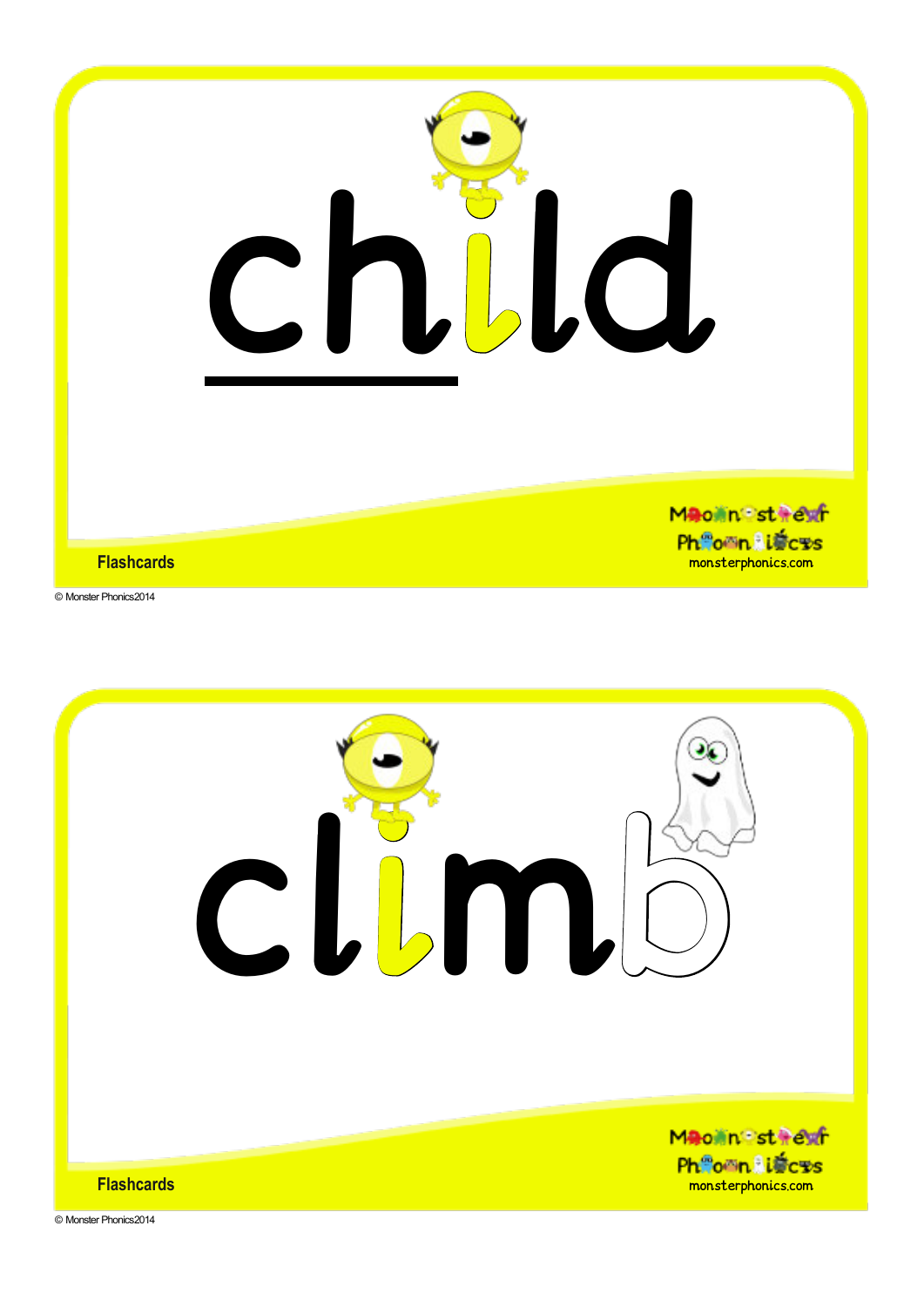# child

Flashcards

Monster Phonics
monsterphonics.com

© Monster Phonics2014

# climb

Flashcards

Monster Phonics
monsterphonics.com

© Monster Phonics2014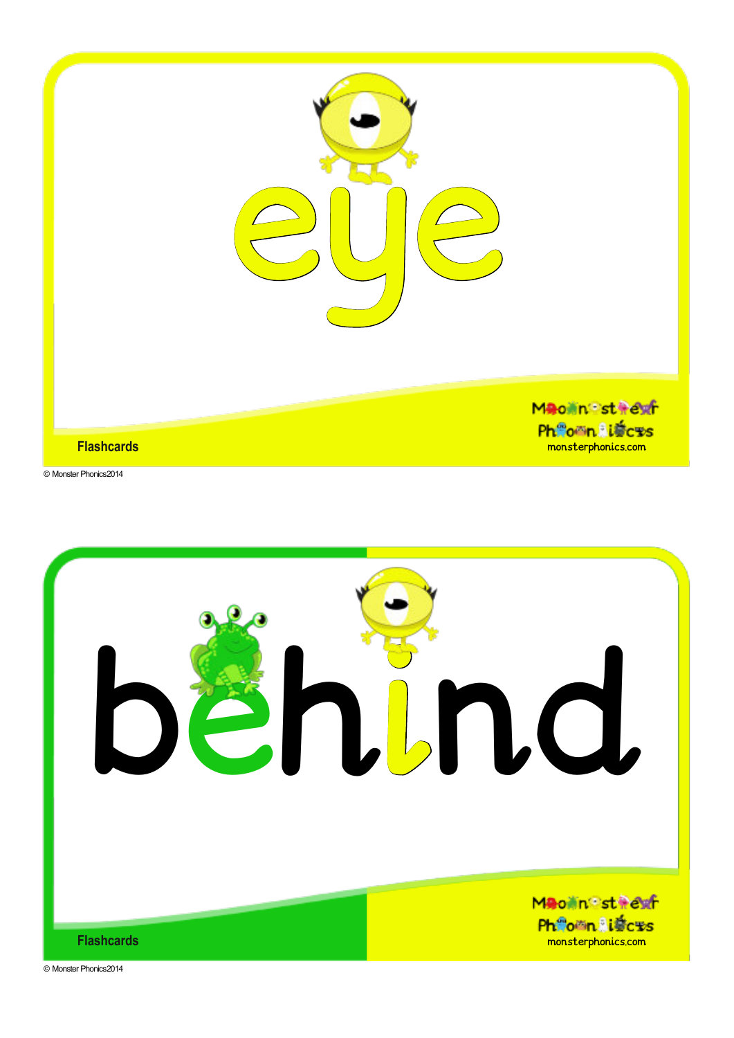eye

Flashcards

Monster Phonics
monsterphonics.com

© Monster Phonics2014

behind

Flashcards

Monster Phonics
monsterphonics.com

© Monster Phonics2014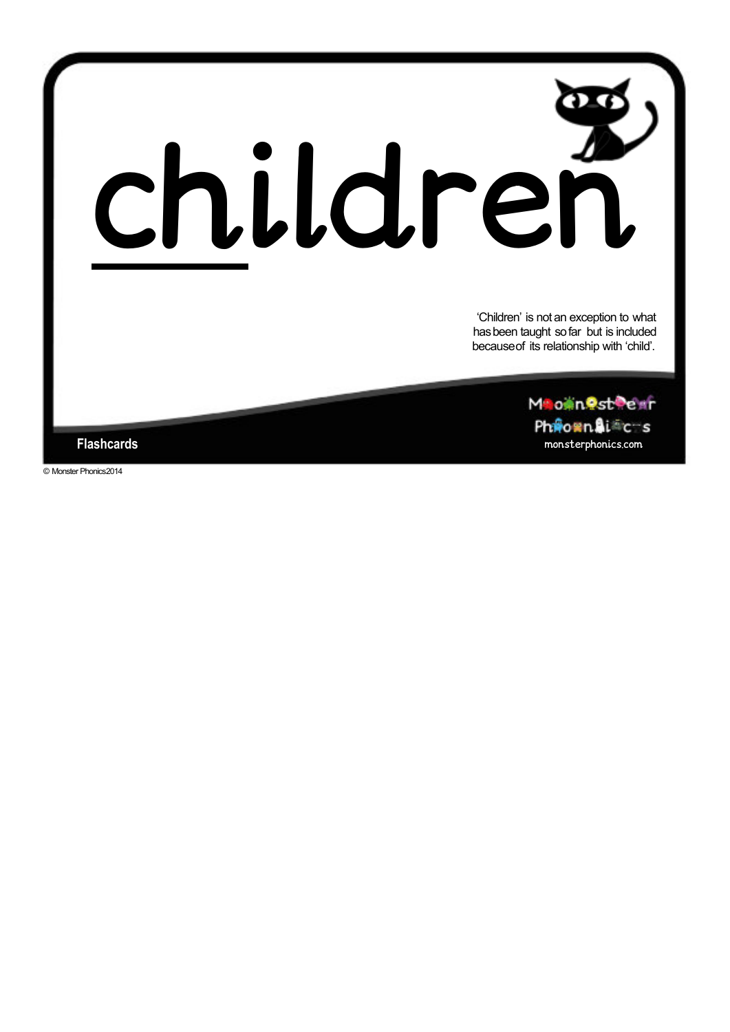# children

'Children' is not an exception to what has been taught so far but is included because of its relationship with 'child'.

Monster Phonics
monsterphonics.com

Flashcards

© Monster Phonics 2014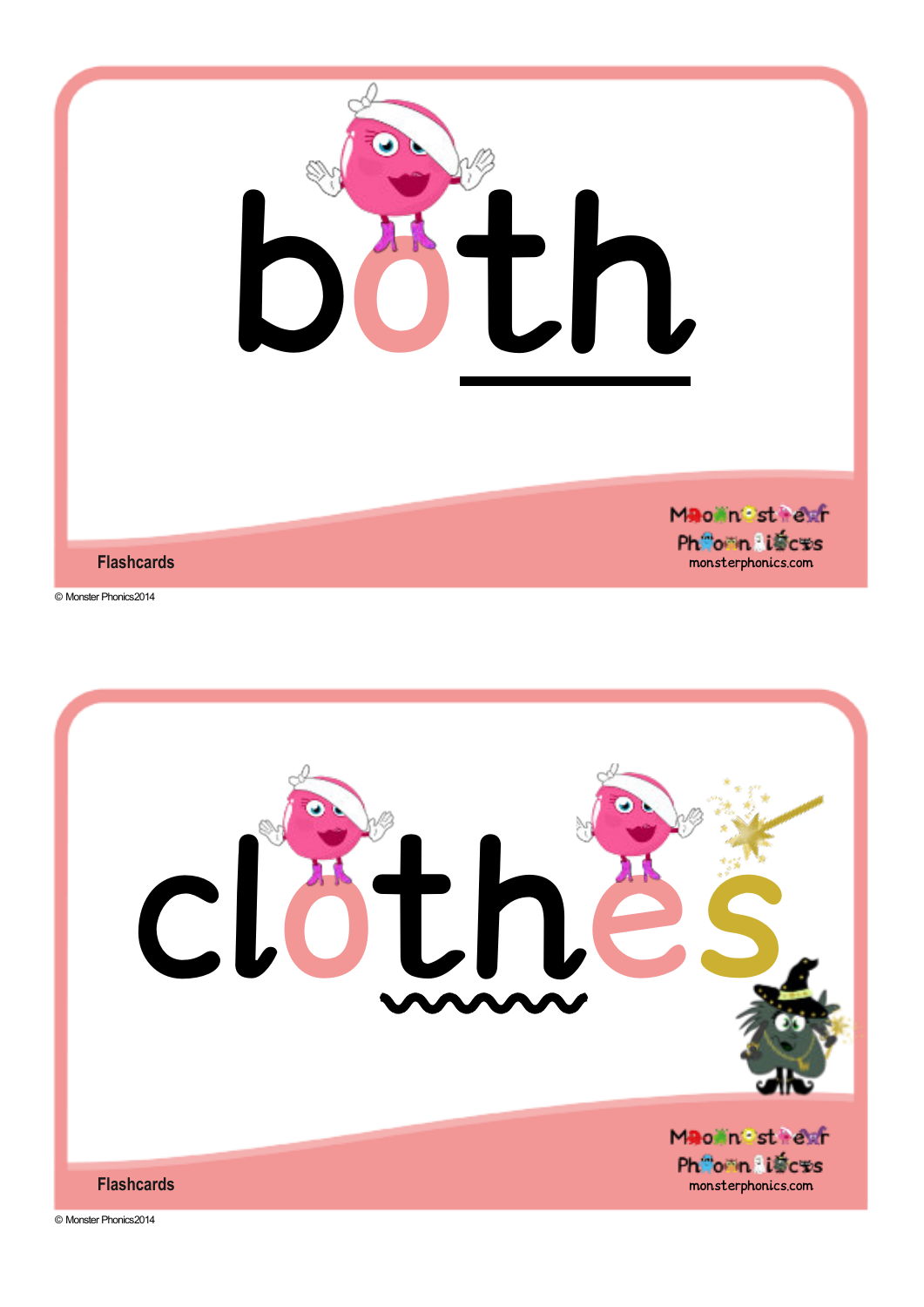both

Flashcards

Monster Phonics
monsterphonics.com

© Monster Phonics2014

clothes

Flashcards

Monster Phonics
monsterphonics.com

© Monster Phonics2014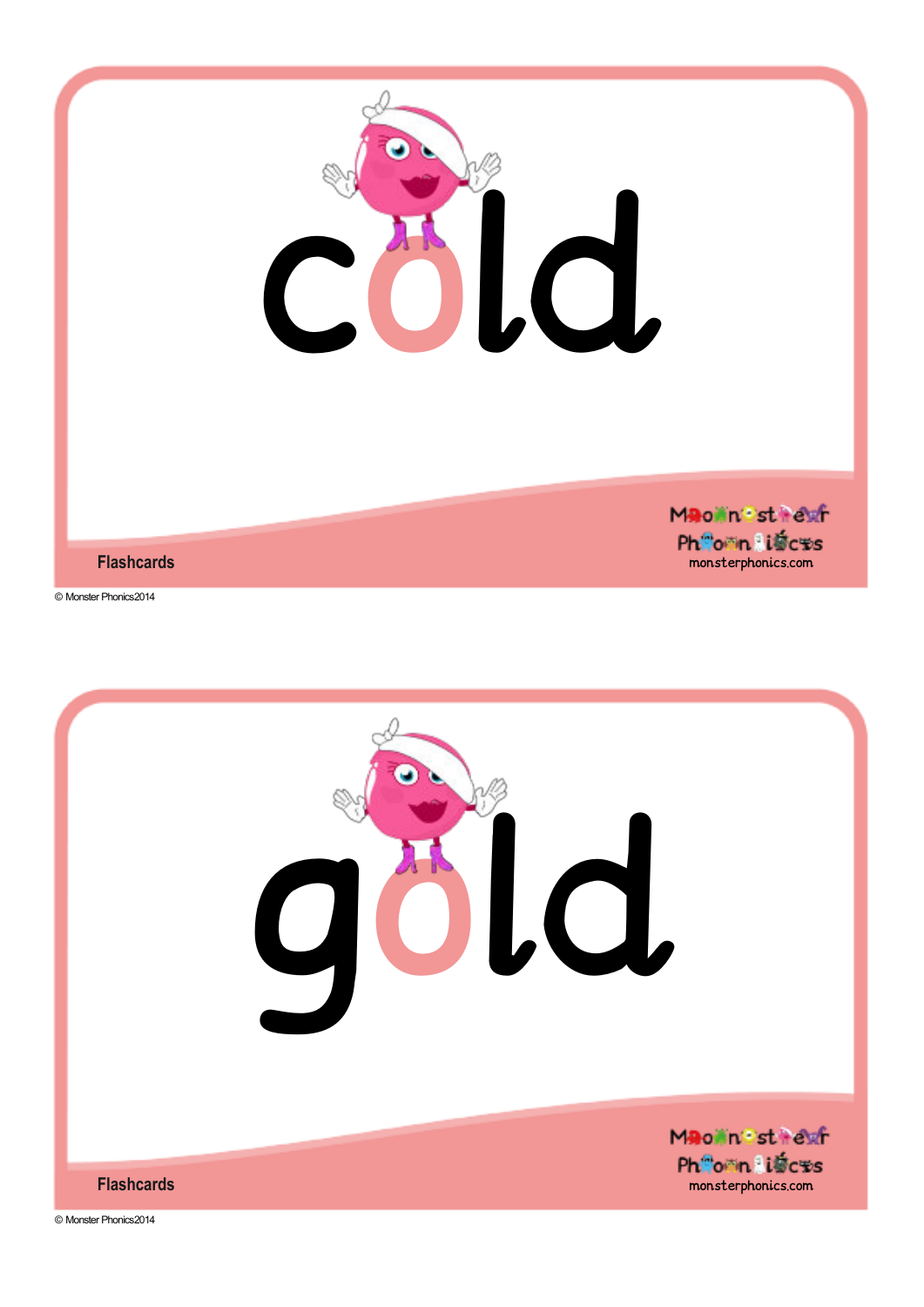# cold

Flashcards

Monster Phonics
monsterphonics.com

© Monster Phonics2014

# gold

Flashcards

Monster Phonics
monsterphonics.com

© Monster Phonics2014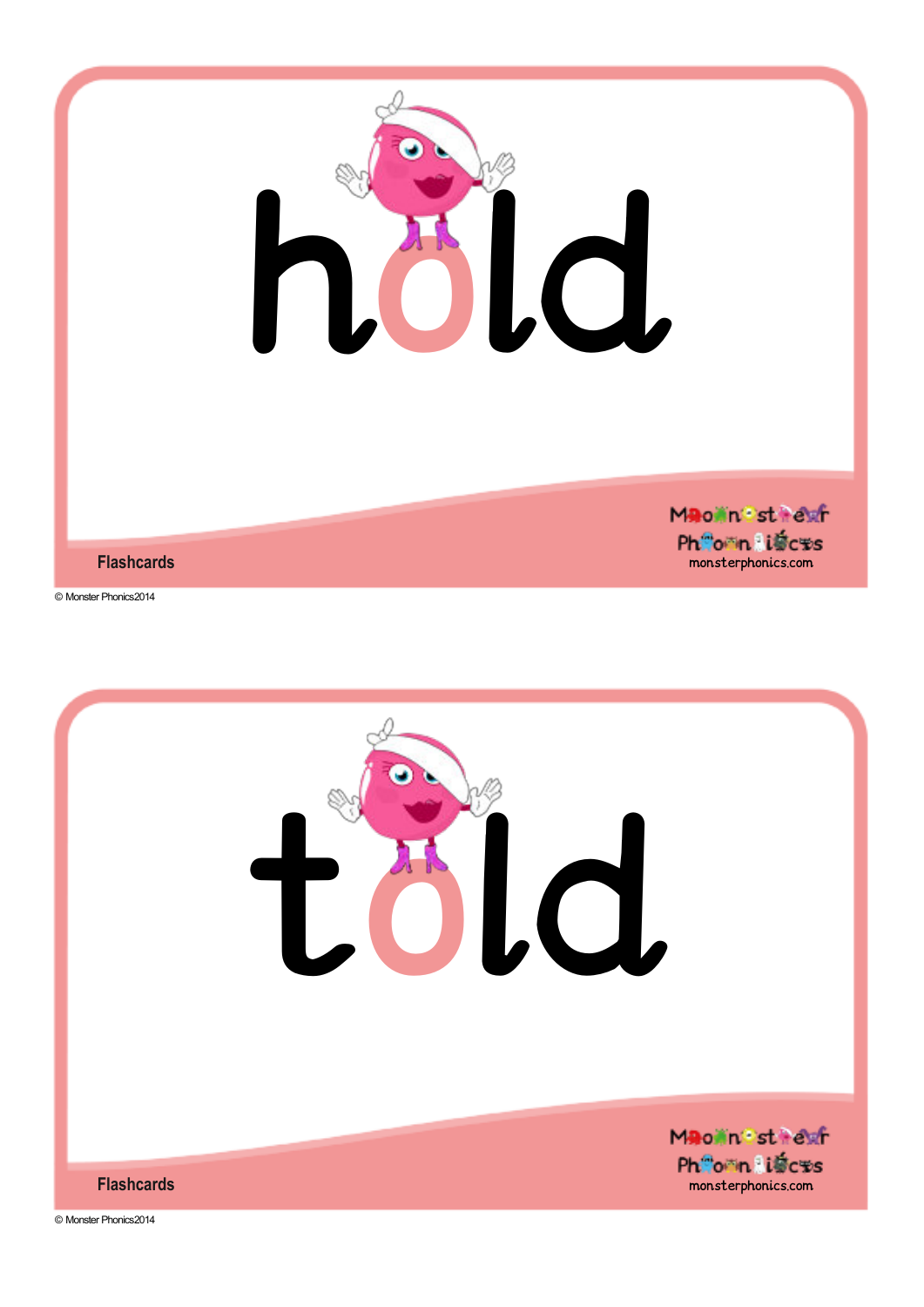# hold

Flashcards

Monster Phonics
monsterphonics.com

© Monster Phonics2014

# told

Flashcards

Monster Phonics
monsterphonics.com

© Monster Phonics2014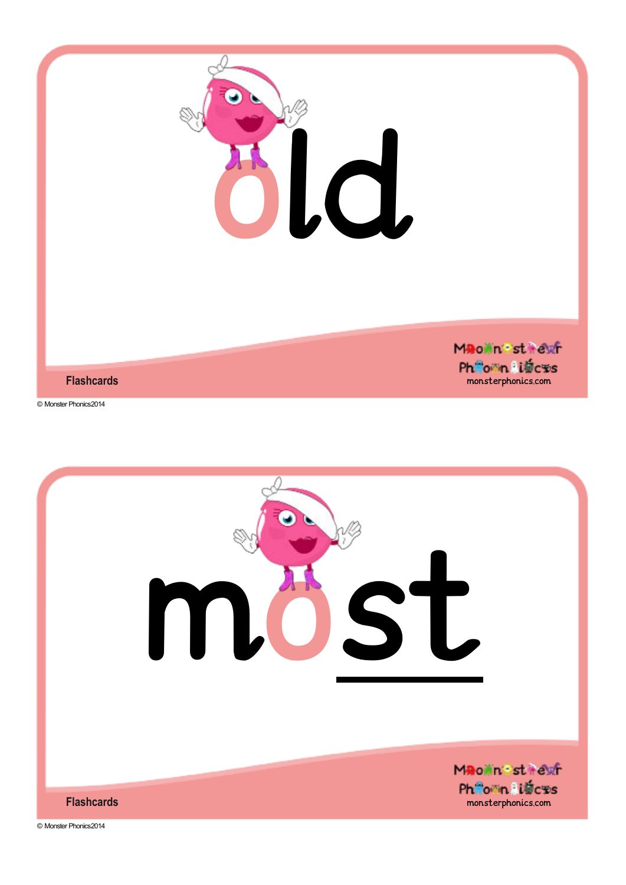old

Flashcards

Monster Phonics
monsterphonics.com

© Monster Phonics2014

most

Flashcards

Monster Phonics
monsterphonics.com

© Monster Phonics2014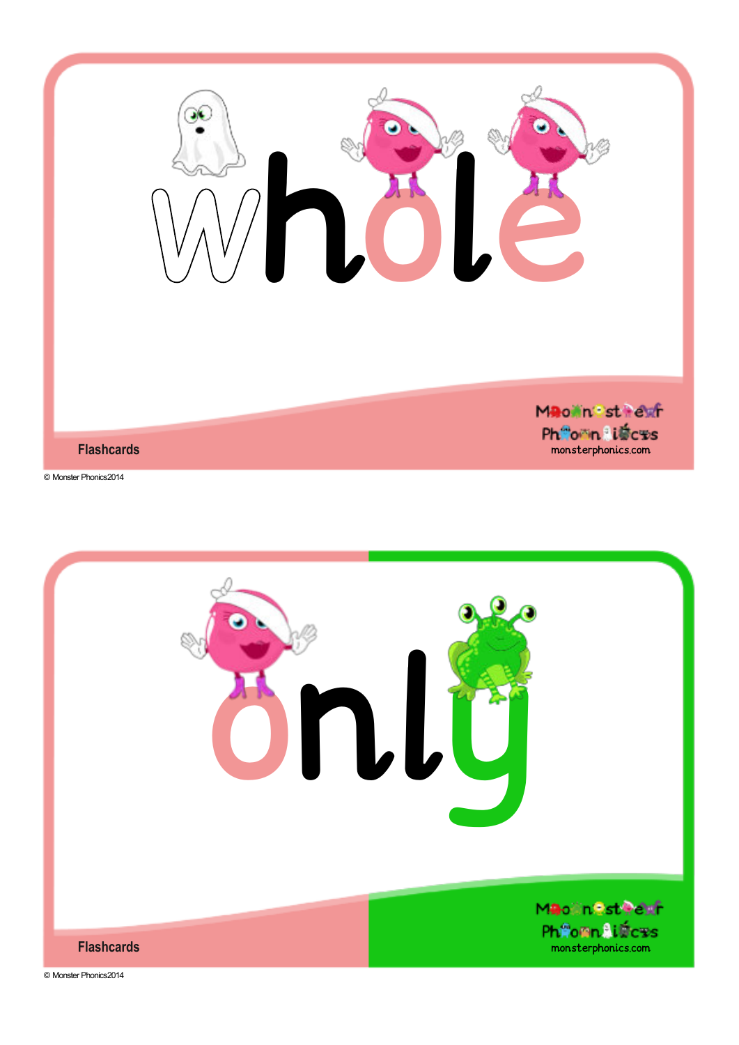whole

Flashcards

Monster Phonics
monsterphonics.com

© Monster Phonics2014

only

Flashcards

Monster Phonics
monsterphonics.com

© Monster Phonics2014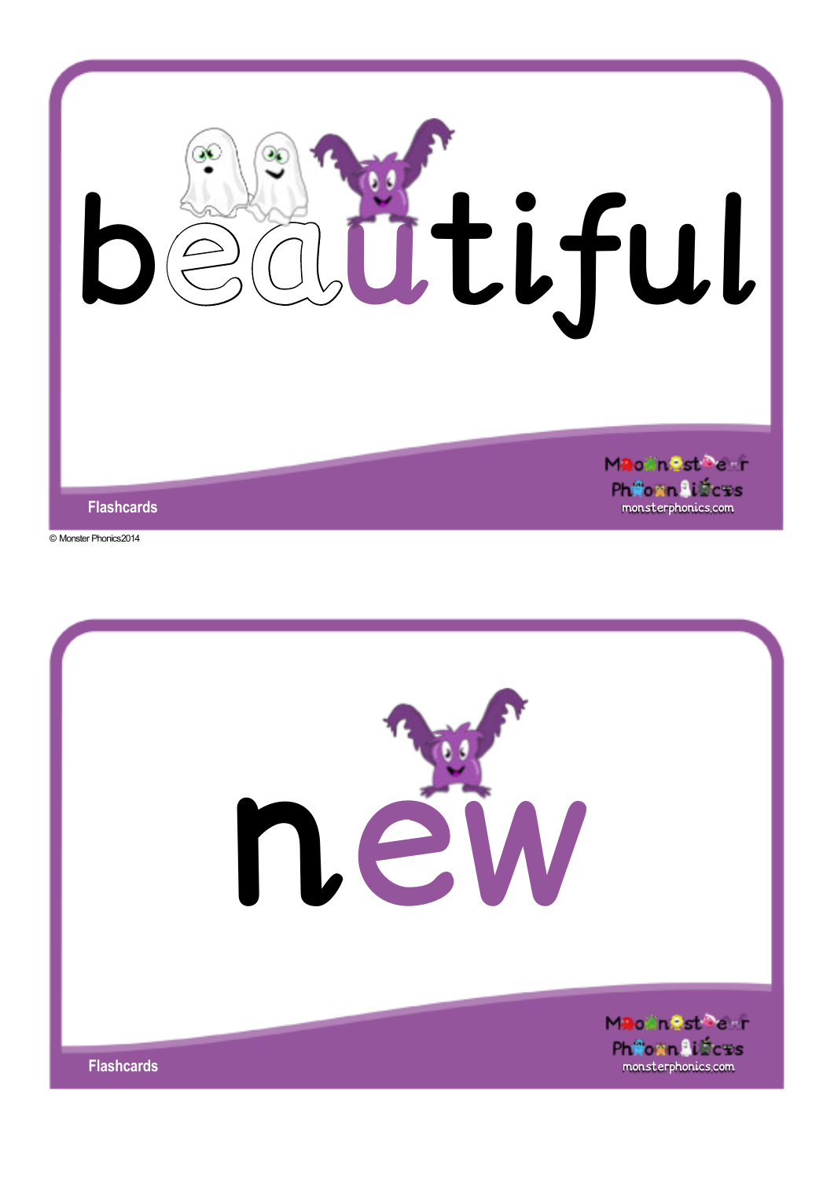beautiful

Flashcards

Monster Phonics
monsterphonics.com

© Monster Phonics2014

new

Flashcards

Monster Phonics
monsterphonics.com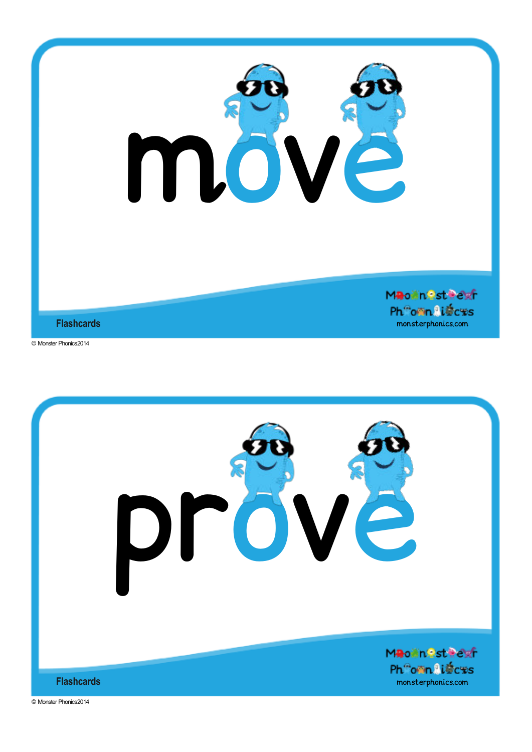move

Flashcards

Monster Phonics
monsterphonics.com

© Monster Phonics2014

prove

Flashcards

Monster Phonics
monsterphonics.com

© Monster Phonics2014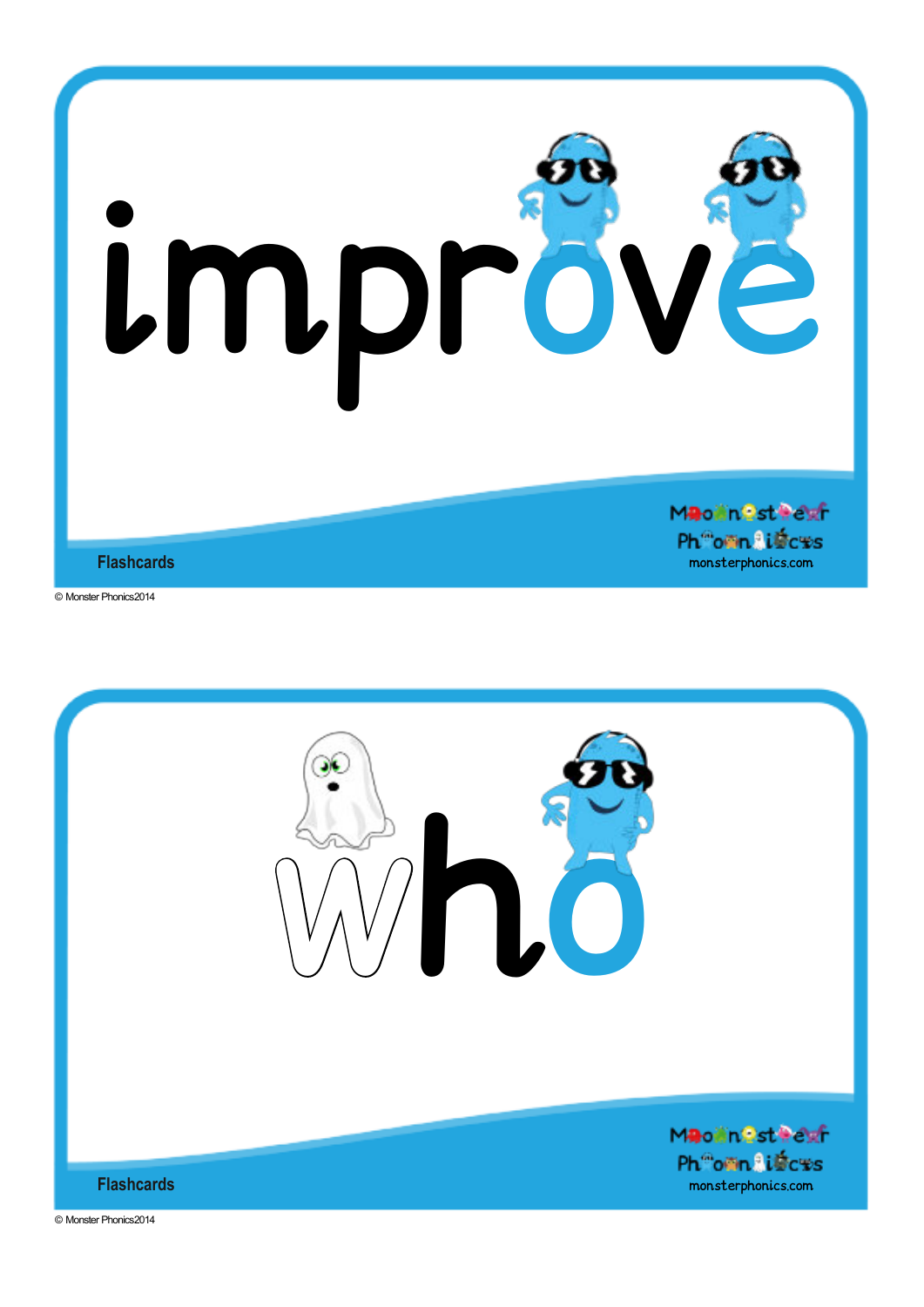# improve

Flashcards

Monster Phonics
monsterphonics.com

© Monster Phonics2014

# who

Flashcards

Monster Phonics
monsterphonics.com

© Monster Phonics2014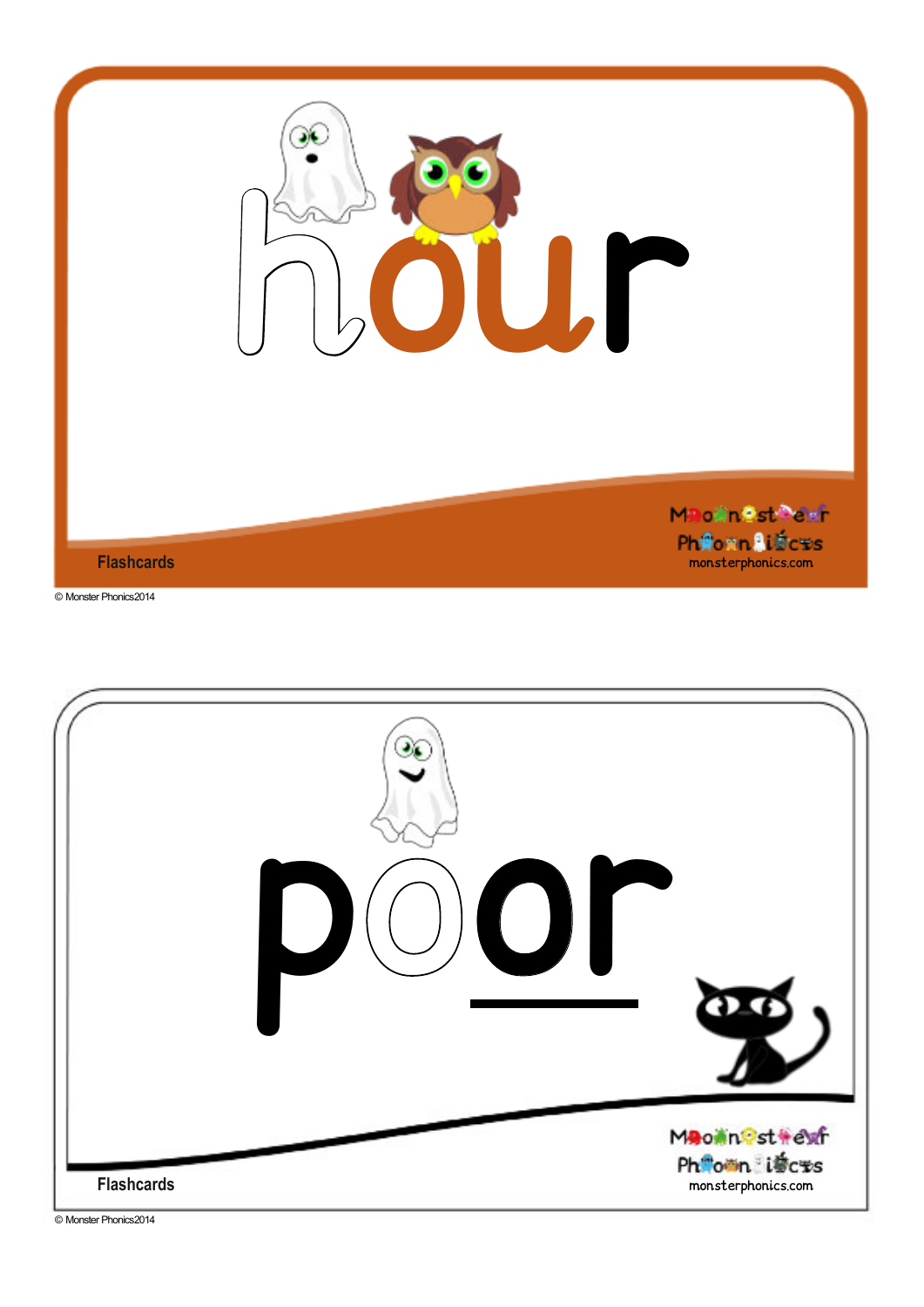hour

Flashcards

Monster Phonics
monsterphonics.com

© Monster Phonics2014

poor

Flashcards

Monster Phonics
monsterphonics.com

© Monster Phonics2014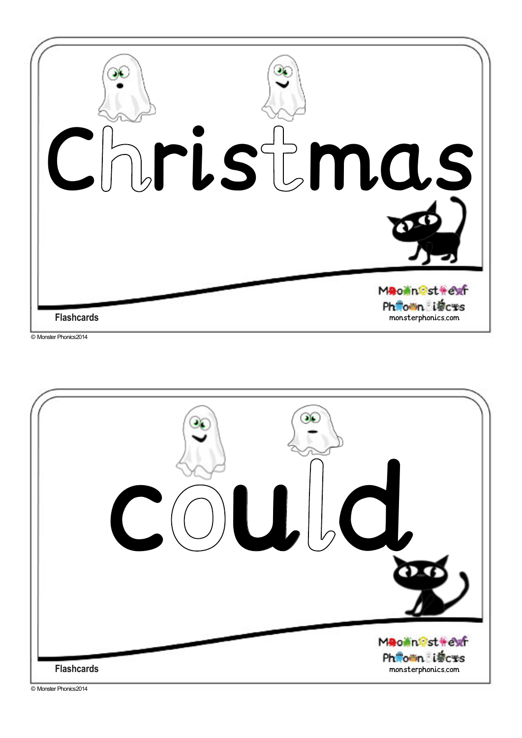# Christmas

Flashcards

Monster Phonics
monsterphonics.com

© Monster Phonics2014

# could

Flashcards

Monster Phonics
monsterphonics.com

© Monster Phonics2014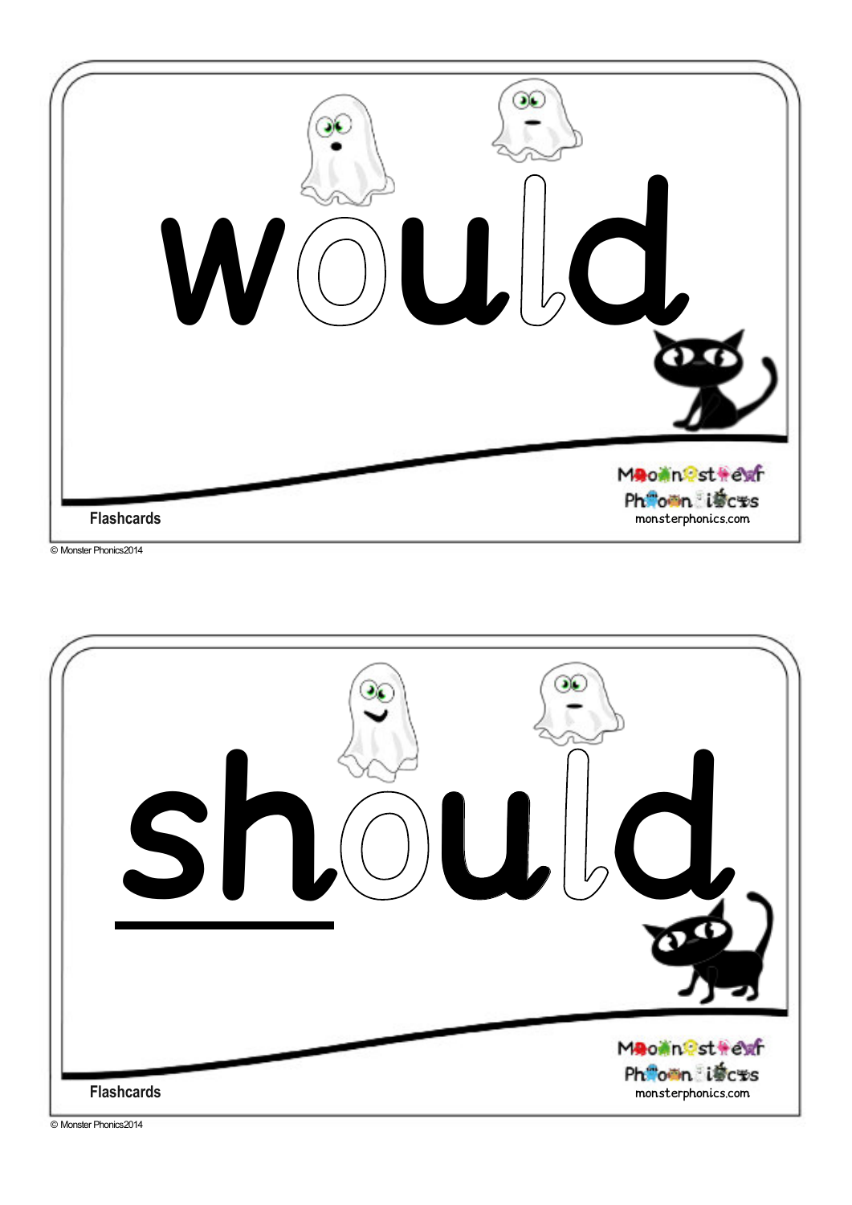would

Flashcards

Monster Phonics
monsterphonics.com

© Monster Phonics2014

should

Flashcards

Monster Phonics
monsterphonics.com

© Monster Phonics2014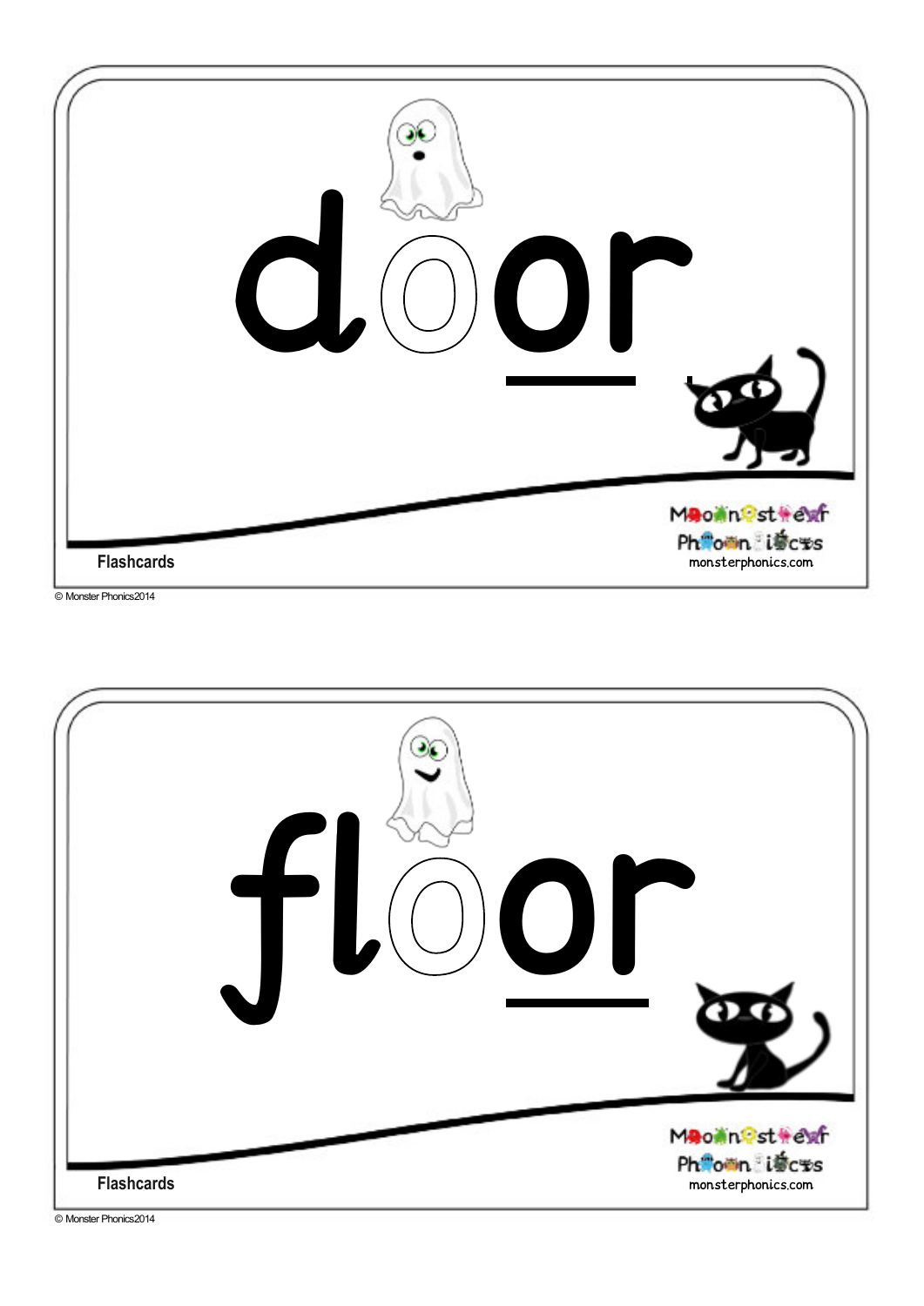door

Flashcards

Monster Phonics
monsterphonics.com

© Monster Phonics2014

floor

Flashcards

Monster Phonics
monsterphonics.com

© Monster Phonics2014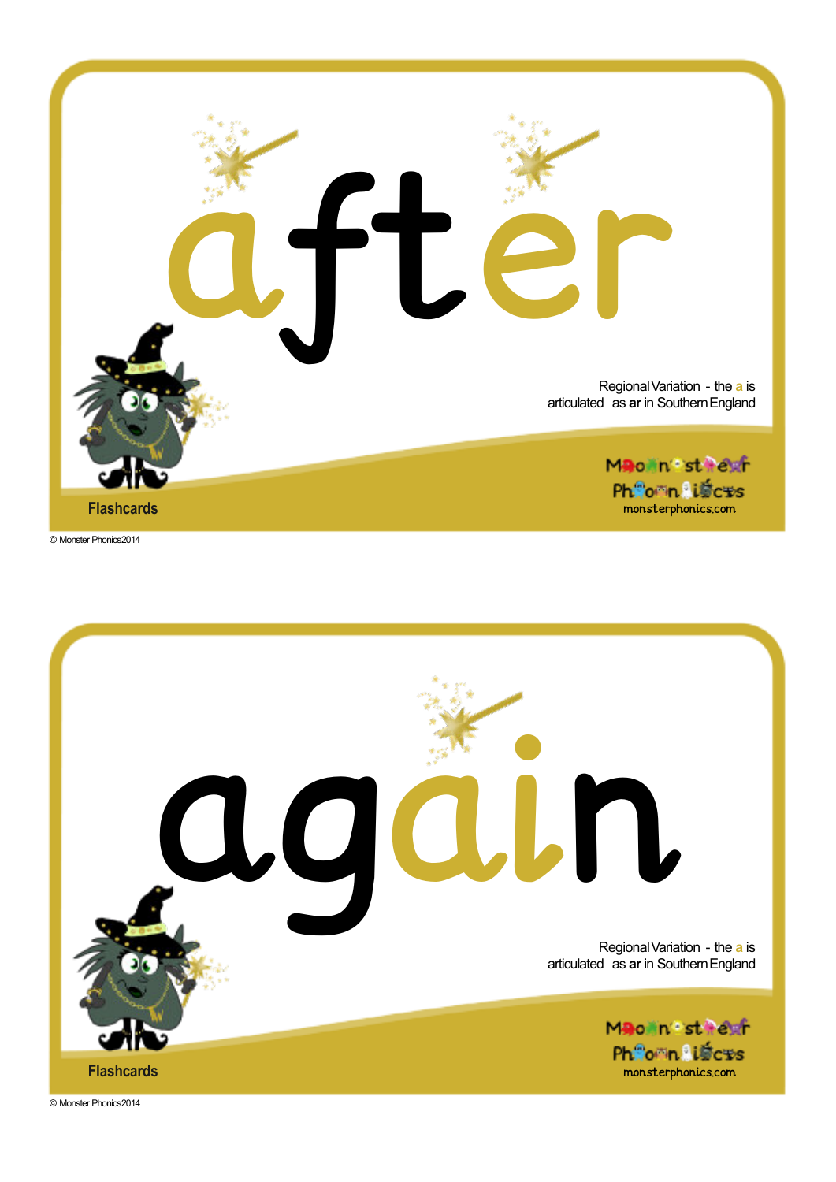# after

Regional Variation - the **a** is articulated as **ar** in Southern England

Monster Phonics
monsterphonics.com

Flashcards

© Monster Phonics2014

# again

Regional Variation - the **a** is articulated as **ar** in Southern England

Monster Phonics
monsterphonics.com

Flashcards

© Monster Phonics2014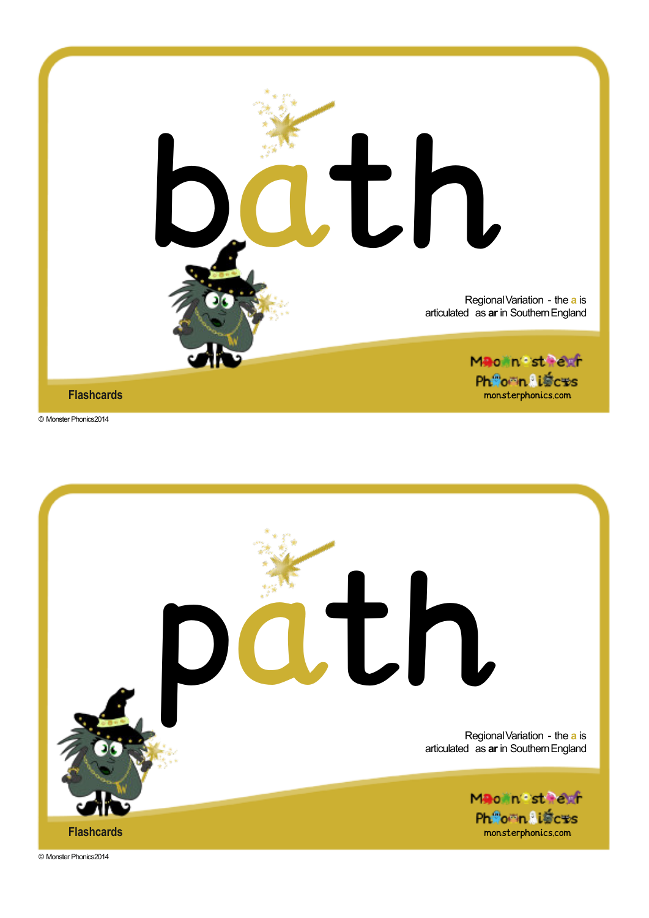# bath

Regional Variation - the **a** is articulated as **ar** in Southern England

Monster Phonics
monsterphonics.com

Flashcards

© Monster Phonics 2014

# path

Regional Variation - the **a** is articulated as **ar** in Southern England

Monster Phonics
monsterphonics.com

Flashcards

© Monster Phonics 2014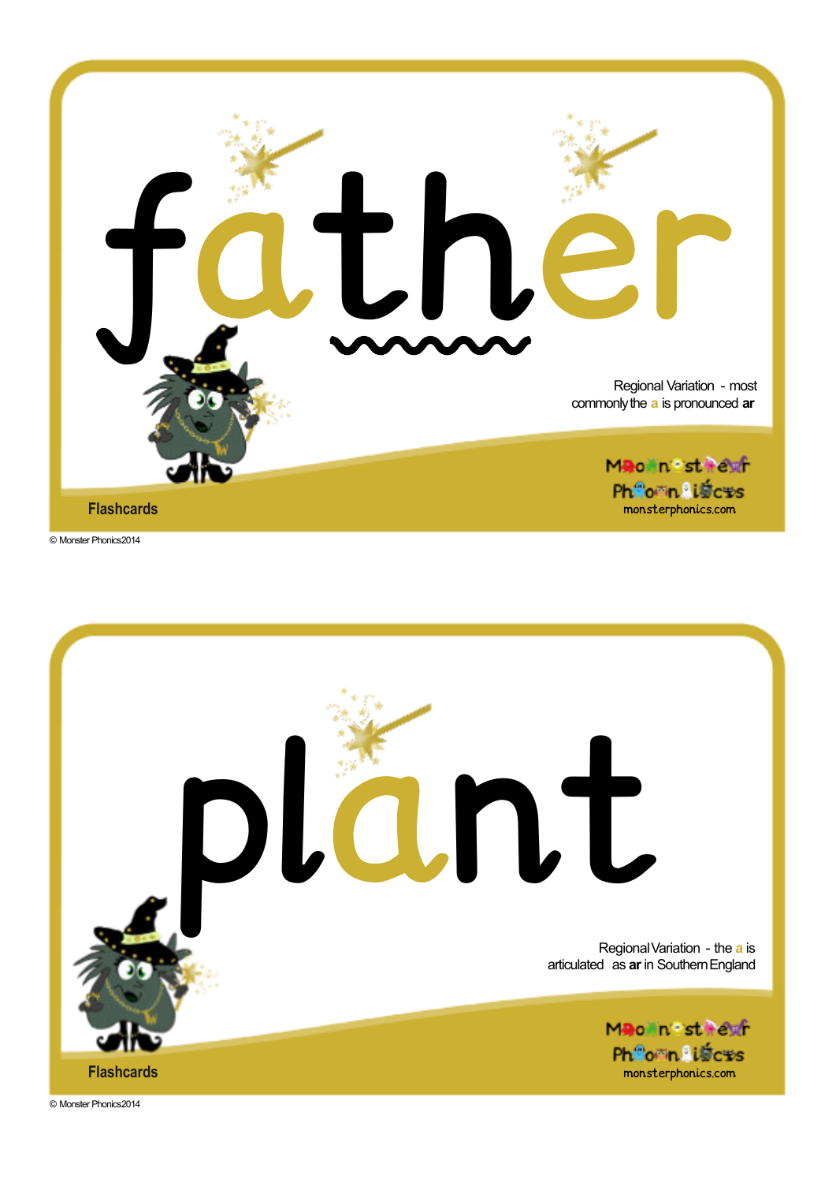# father

Regional Variation - most commonly the **a** is pronounced **ar**

Flashcards

Monster Phonics
monsterphonics.com

© Monster Phonics2014

# plant

Regional Variation - the **a** is articulated as **ar** in Southern England

Flashcards

Monster Phonics
monsterphonics.com

© Monster Phonics2014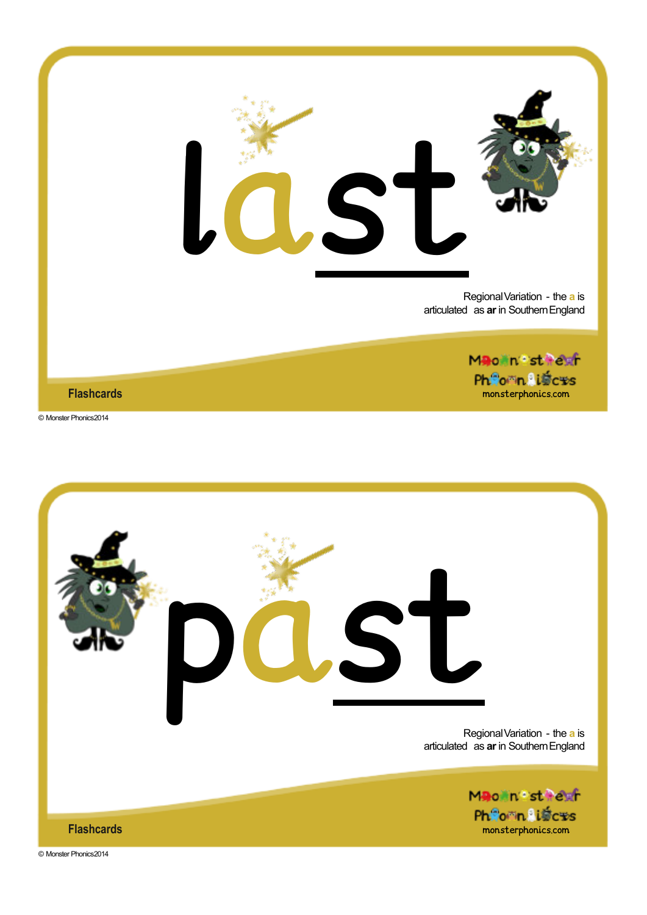# last

Regional Variation - the **a** is articulated as **ar** in Southern England

Monster Phonics
monsterphonics.com

Flashcards

© Monster Phonics 2014

# past

Regional Variation - the **a** is articulated as **ar** in Southern England

Monster Phonics
monsterphonics.com

Flashcards

© Monster Phonics 2014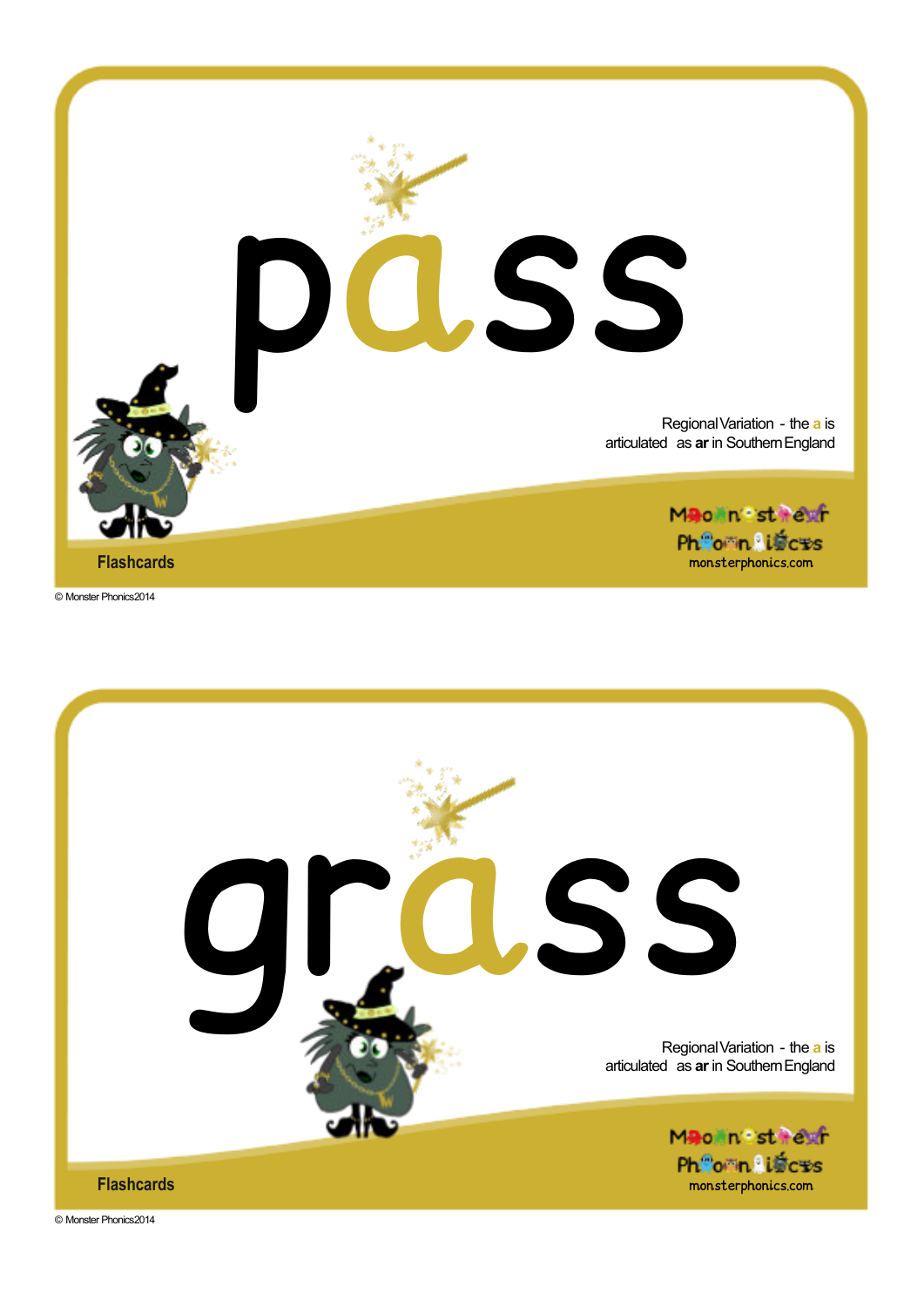pass

Regional Variation - the **a** is articulated as **ar** in Southern England

Flashcards

Monster Phonics
monsterphonics.com

© Monster Phonics2014

grass

Regional Variation - the **a** is articulated as **ar** in Southern England

Flashcards

Monster Phonics
monsterphonics.com

© Monster Phonics2014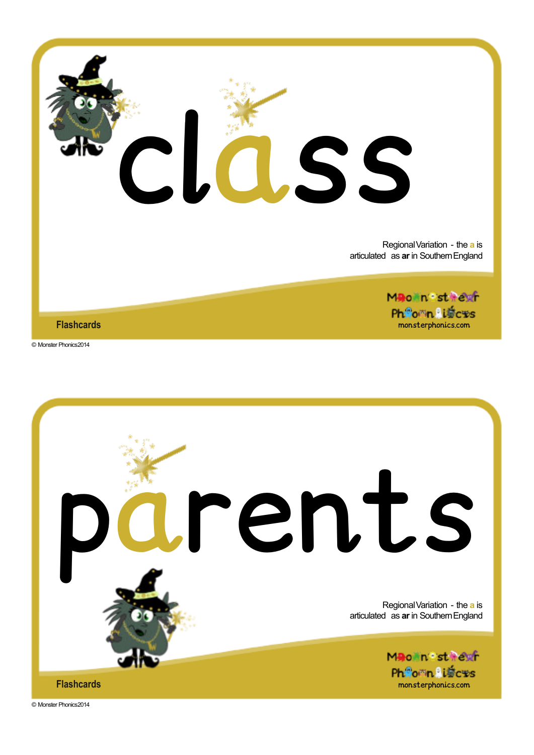# class

Regional Variation - the **a** is articulated as **ar** in Southern England

Flashcards

Monster Phonics
monsterphonics.com

© Monster Phonics2014

# parents

Regional Variation - the **a** is articulated as **ar** in Southern England

Flashcards

Monster Phonics
monsterphonics.com

© Monster Phonics2014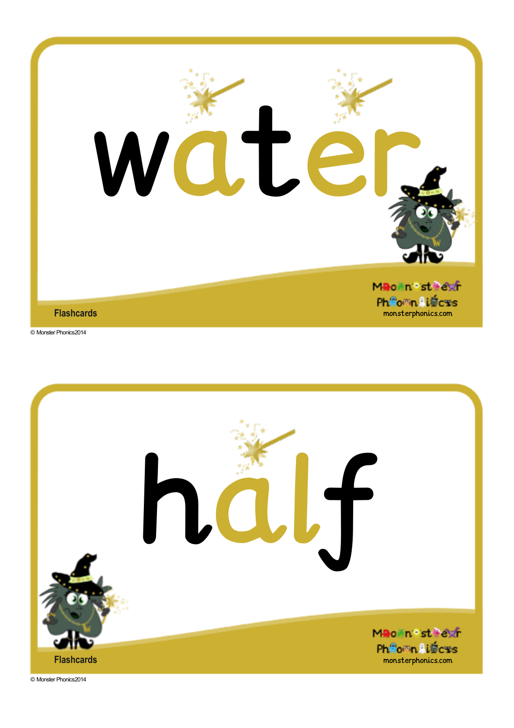water

Flashcards

Monster Phonics
monsterphonics.com

© Monster Phonics2014

half

Flashcards

Monster Phonics
monsterphonics.com

© Monster Phonics2014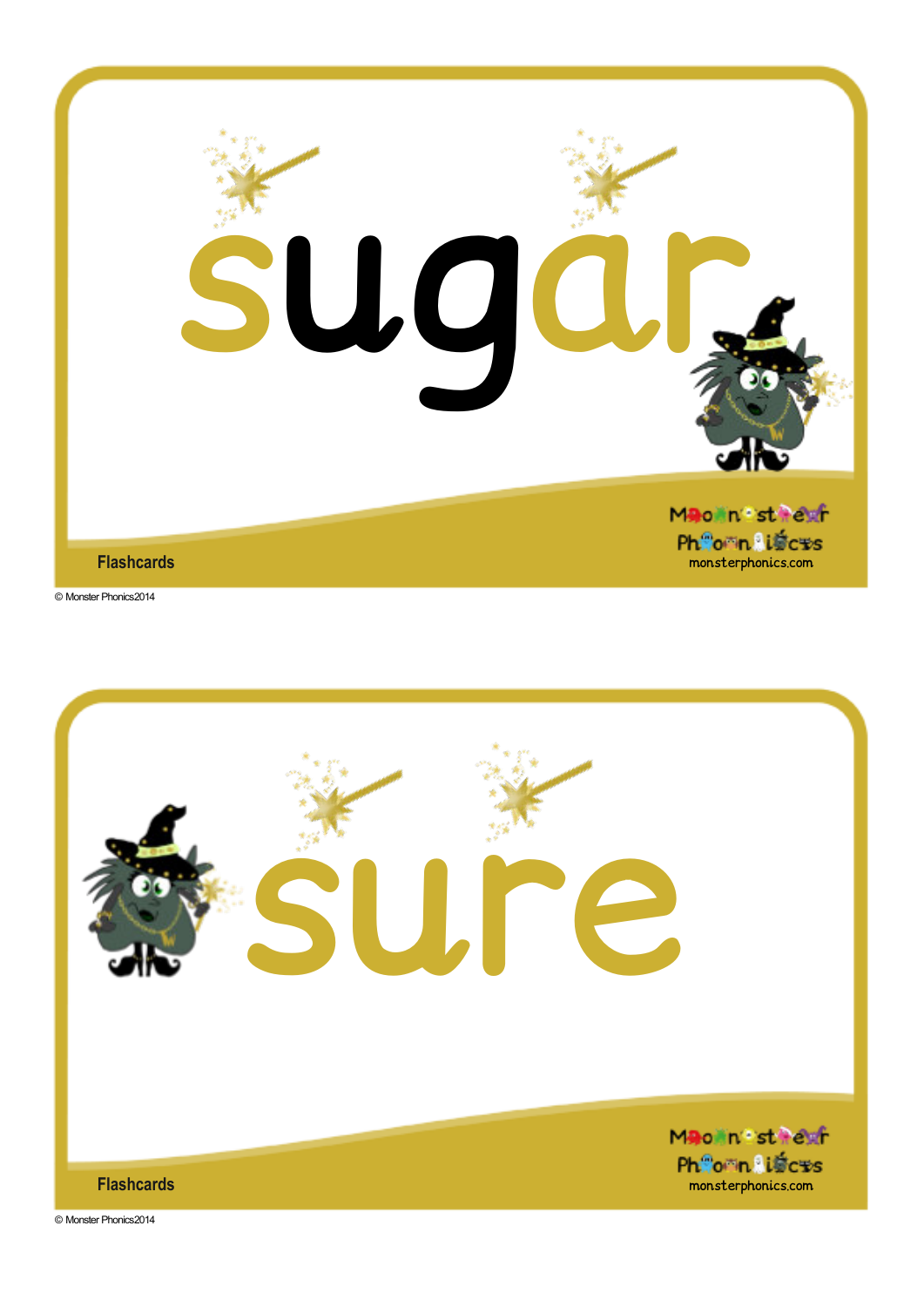# sugar

Flashcards

Monster Phonics
monsterphonics.com

© Monster Phonics2014

# sure

Flashcards

Monster Phonics
monsterphonics.com

© Monster Phonics2014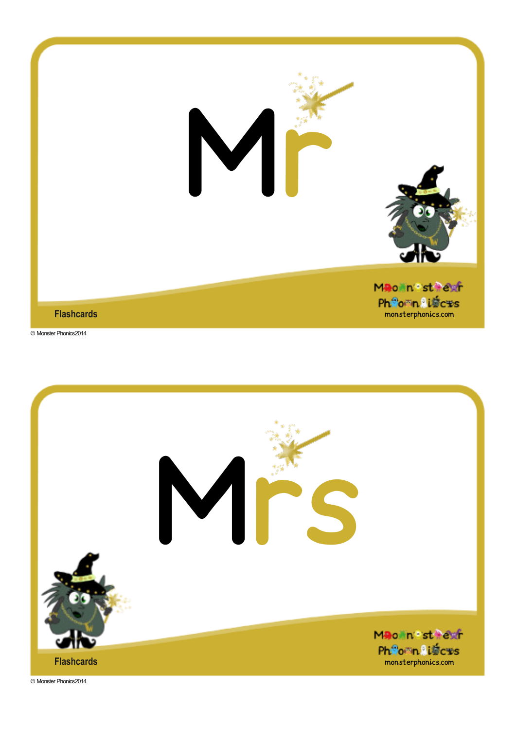# Mr

Flashcards

Monster Phonics
monsterphonics.com

© Monster Phonics2014

# Mrs

Flashcards

Monster Phonics
monsterphonics.com

© Monster Phonics2014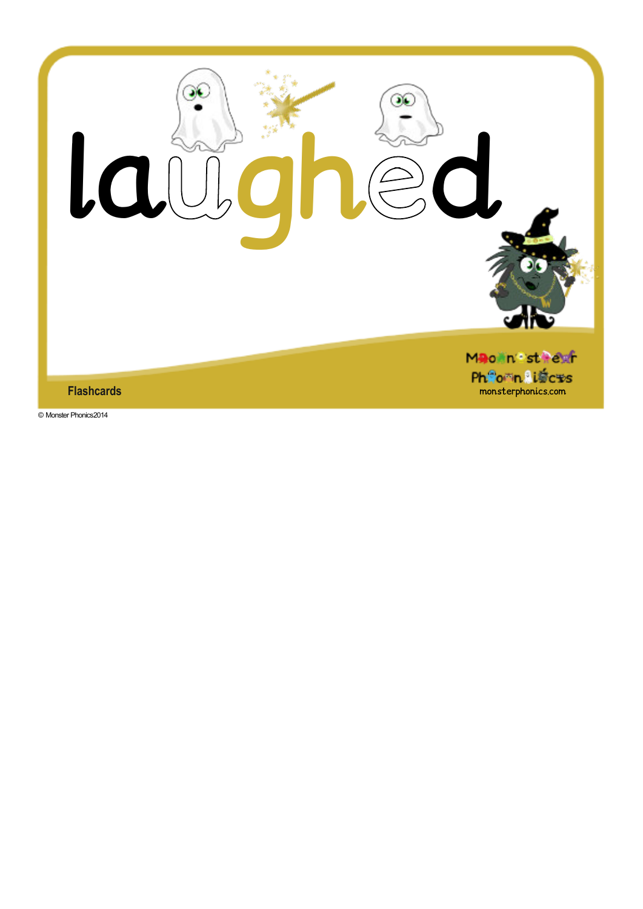# laughed

Flashcards

Monster Phonics
monsterphonics.com

© Monster Phonics2014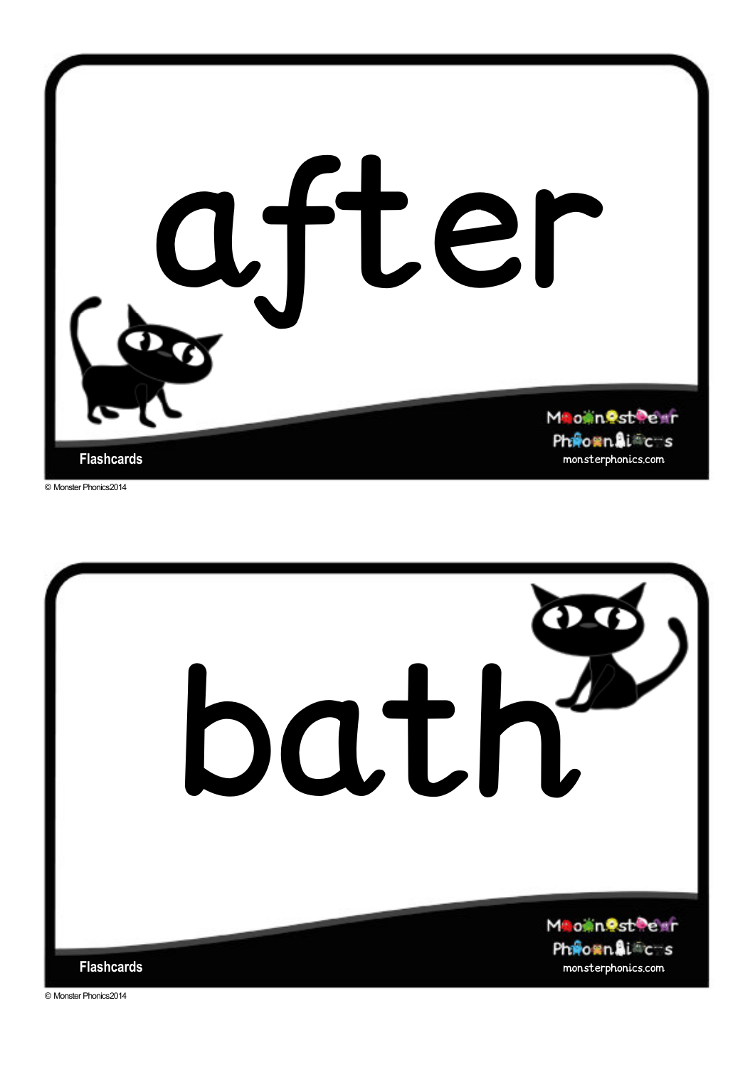after

Flashcards

Monster Phonics
monsterphonics.com

© Monster Phonics2014

bath

Flashcards

Monster Phonics
monsterphonics.com

© Monster Phonics2014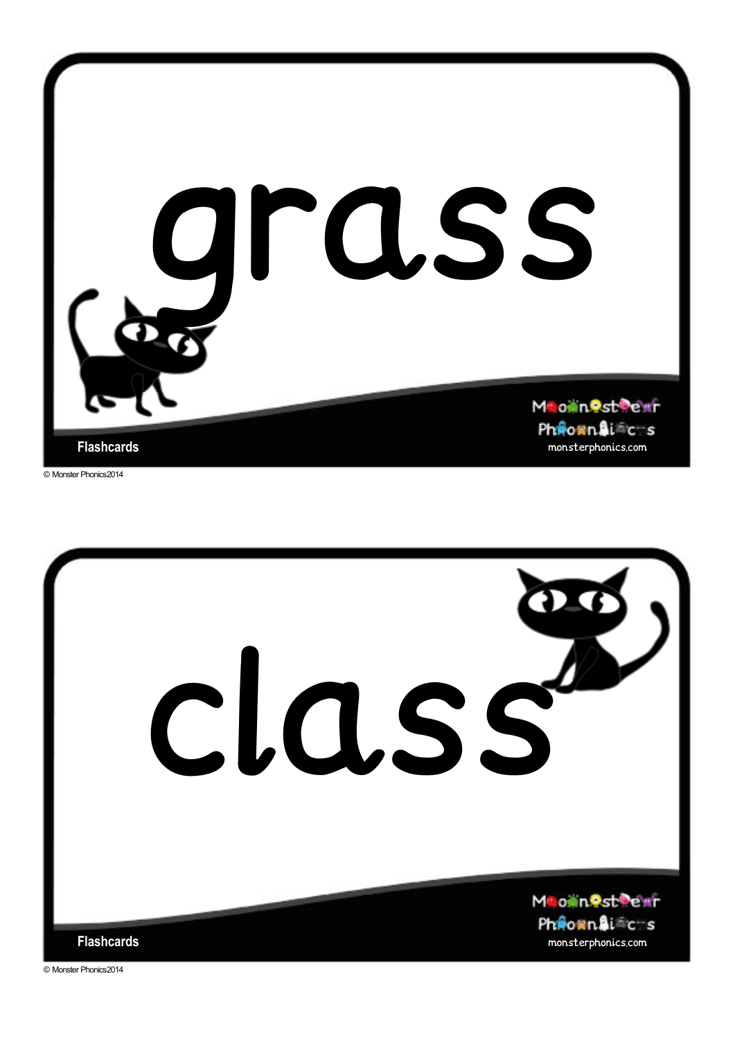# grass

Flashcards

monsterphonics.com

© Monster Phonics2014

# class

Flashcards

monsterphonics.com

© Monster Phonics2014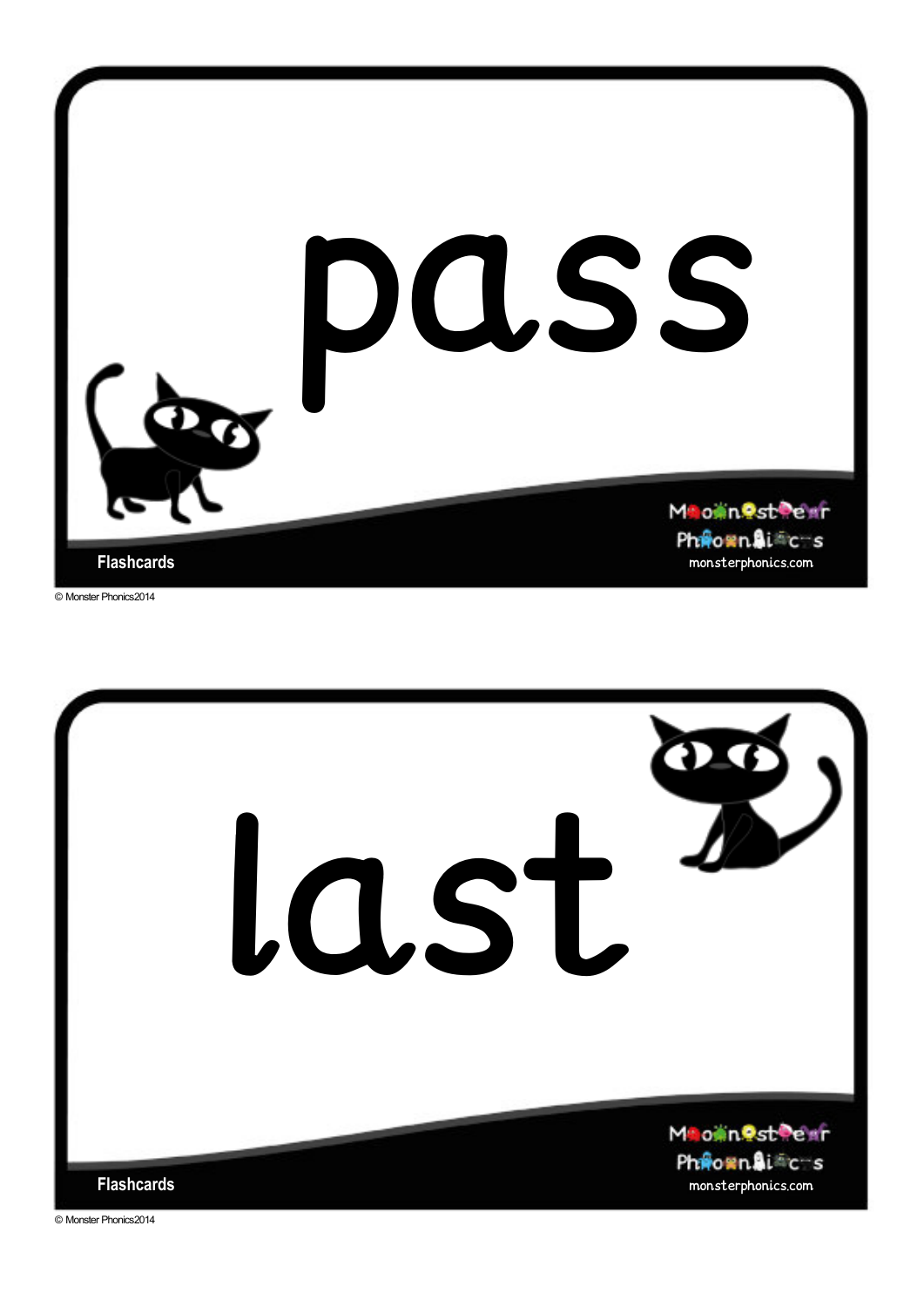# pass

Flashcards

# last

Flashcards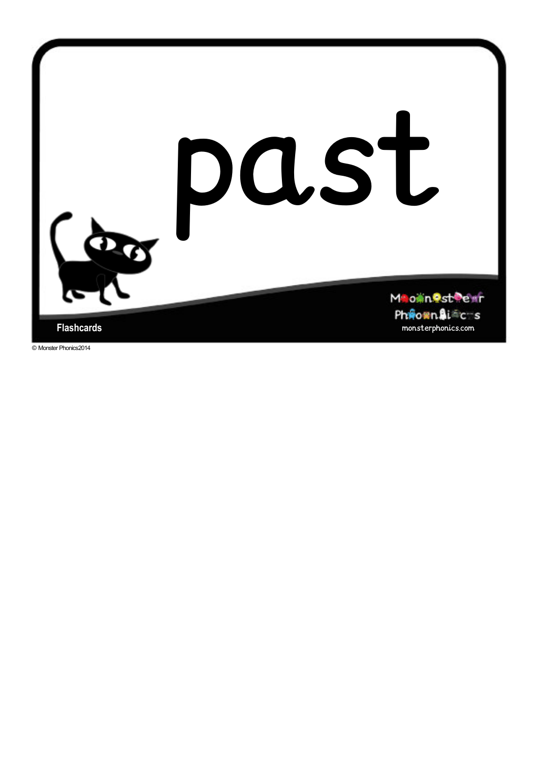# past

Flashcards

Monster Phonics

monsterphonics.com

© Monster Phonics2014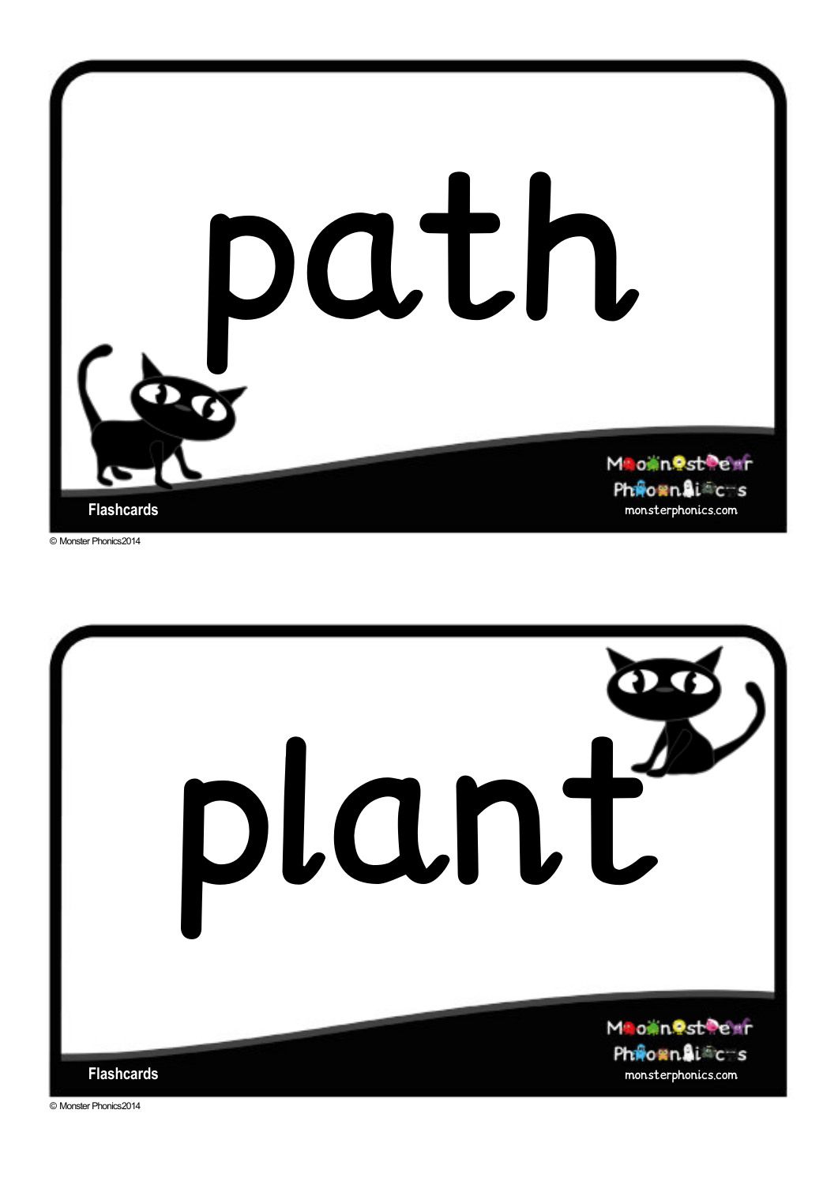path

Flashcards

Monster Phonics
monsterphonics.com

© Monster Phonics2014

plant

Flashcards

Monster Phonics
monsterphonics.com

© Monster Phonics2014